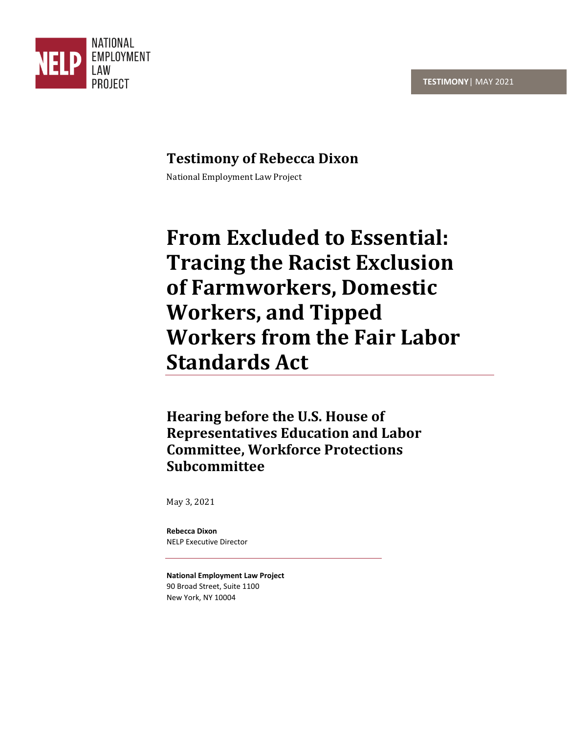NATIONAL EMPLOYMENT LAW PROJECT

**TESTIMONY** | MAY 2021

## Testimony of Rebecca Dixon

National Employment Law Project

# From Excluded to Essential: Tracing the Racist Exclusion of Farmworkers, Domestic Workers, and Tipped Workers from the Fair Labor Standards Act

## Hearing before the U.S. House of Representatives Education and Labor Committee, Workforce Protections Subcommittee

May 3, 2021

**Rebecca Dixon**
NELP Executive Director

**National Employment Law Project**
90 Broad Street, Suite 1100
New York, NY 10004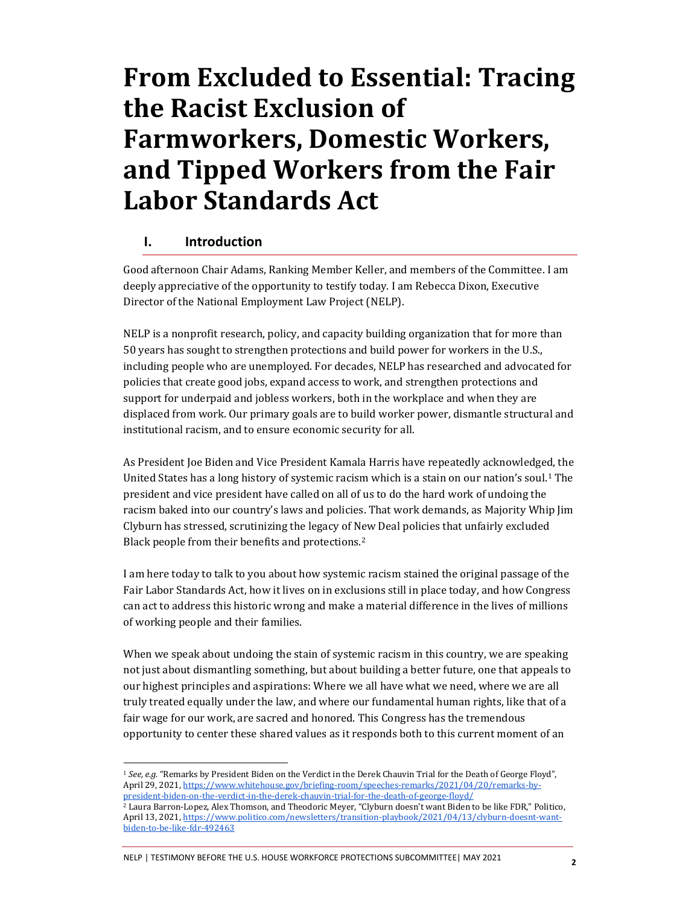# From Excluded to Essential: Tracing the Racist Exclusion of Farmworkers, Domestic Workers, and Tipped Workers from the Fair Labor Standards Act

## I. Introduction

Good afternoon Chair Adams, Ranking Member Keller, and members of the Committee. I am deeply appreciative of the opportunity to testify today. I am Rebecca Dixon, Executive Director of the National Employment Law Project (NELP).

NELP is a nonprofit research, policy, and capacity building organization that for more than 50 years has sought to strengthen protections and build power for workers in the U.S., including people who are unemployed. For decades, NELP has researched and advocated for policies that create good jobs, expand access to work, and strengthen protections and support for underpaid and jobless workers, both in the workplace and when they are displaced from work. Our primary goals are to build worker power, dismantle structural and institutional racism, and to ensure economic security for all.

As President Joe Biden and Vice President Kamala Harris have repeatedly acknowledged, the United States has a long history of systemic racism which is a stain on our nation's soul.[1] The president and vice president have called on all of us to do the hard work of undoing the racism baked into our country's laws and policies. That work demands, as Majority Whip Jim Clyburn has stressed, scrutinizing the legacy of New Deal policies that unfairly excluded Black people from their benefits and protections.[2]

I am here today to talk to you about how systemic racism stained the original passage of the Fair Labor Standards Act, how it lives on in exclusions still in place today, and how Congress can act to address this historic wrong and make a material difference in the lives of millions of working people and their families.

When we speak about undoing the stain of systemic racism in this country, we are speaking not just about dismantling something, but about building a better future, one that appeals to our highest principles and aspirations: Where we all have what we need, where we are all truly treated equally under the law, and where our fundamental human rights, like that of a fair wage for our work, are sacred and honored. This Congress has the tremendous opportunity to center these shared values as it responds both to this current moment of an

---

[1] *See, e.g.* "Remarks by President Biden on the Verdict in the Derek Chauvin Trial for the Death of George Floyd", April 29, 2021, https://www.whitehouse.gov/briefing-room/speeches-remarks/2021/04/20/remarks-by-president-biden-on-the-verdict-in-the-derek-chauvin-trial-for-the-death-of-george-floyd/

[2] Laura Barron-Lopez, Alex Thomson, and Theodoric Meyer, "Clyburn doesn't want Biden to be like FDR," Politico, April 13, 2021, https://www.politico.com/newsletters/transition-playbook/2021/04/13/clyburn-doesnt-want-biden-to-be-like-fdr-492463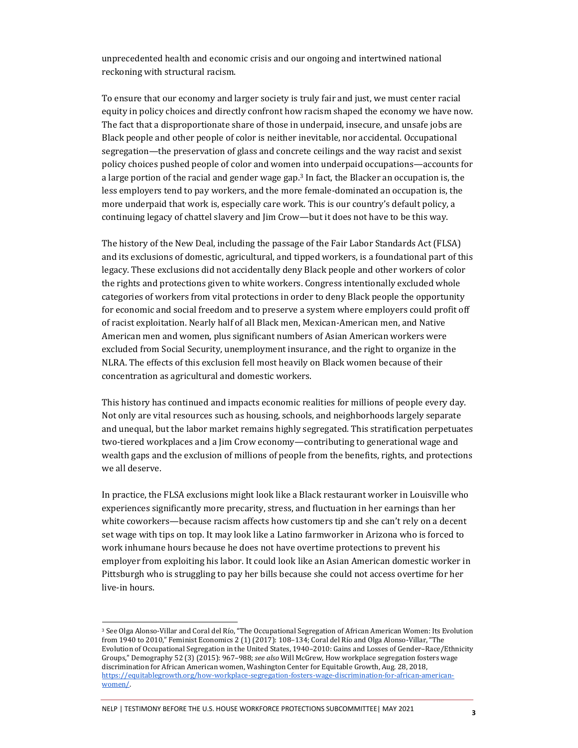unprecedented health and economic crisis and our ongoing and intertwined national reckoning with structural racism.

To ensure that our economy and larger society is truly fair and just, we must center racial equity in policy choices and directly confront how racism shaped the economy we have now. The fact that a disproportionate share of those in underpaid, insecure, and unsafe jobs are Black people and other people of color is neither inevitable, nor accidental. Occupational segregation—the preservation of glass and concrete ceilings and the way racist and sexist policy choices pushed people of color and women into underpaid occupations—accounts for a large portion of the racial and gender wage gap.[3] In fact, the Blacker an occupation is, the less employers tend to pay workers, and the more female-dominated an occupation is, the more underpaid that work is, especially care work. This is our country's default policy, a continuing legacy of chattel slavery and Jim Crow—but it does not have to be this way.

The history of the New Deal, including the passage of the Fair Labor Standards Act (FLSA) and its exclusions of domestic, agricultural, and tipped workers, is a foundational part of this legacy. These exclusions did not accidentally deny Black people and other workers of color the rights and protections given to white workers. Congress intentionally excluded whole categories of workers from vital protections in order to deny Black people the opportunity for economic and social freedom and to preserve a system where employers could profit off of racist exploitation. Nearly half of all Black men, Mexican-American men, and Native American men and women, plus significant numbers of Asian American workers were excluded from Social Security, unemployment insurance, and the right to organize in the NLRA. The effects of this exclusion fell most heavily on Black women because of their concentration as agricultural and domestic workers.

This history has continued and impacts economic realities for millions of people every day. Not only are vital resources such as housing, schools, and neighborhoods largely separate and unequal, but the labor market remains highly segregated. This stratification perpetuates two-tiered workplaces and a Jim Crow economy—contributing to generational wage and wealth gaps and the exclusion of millions of people from the benefits, rights, and protections we all deserve.

In practice, the FLSA exclusions might look like a Black restaurant worker in Louisville who experiences significantly more precarity, stress, and fluctuation in her earnings than her white coworkers—because racism affects how customers tip and she can't rely on a decent set wage with tips on top. It may look like a Latino farmworker in Arizona who is forced to work inhumane hours because he does not have overtime protections to prevent his employer from exploiting his labor. It could look like an Asian American domestic worker in Pittsburgh who is struggling to pay her bills because she could not access overtime for her live-in hours.

---

[3] See Olga Alonso-Villar and Coral del Río, "The Occupational Segregation of African American Women: Its Evolution from 1940 to 2010," Feminist Economics 2 (1) (2017): 108–134; Coral del Río and Olga Alonso-Villar, "The Evolution of Occupational Segregation in the United States, 1940–2010: Gains and Losses of Gender–Race/Ethnicity Groups," Demography 52 (3) (2015): 967–988; *see also* Will McGrew, How workplace segregation fosters wage discrimination for African American women, Washington Center for Equitable Growth, Aug. 28, 2018, https://equitablegrowth.org/how-workplace-segregation-fosters-wage-discrimination-for-african-american-women/.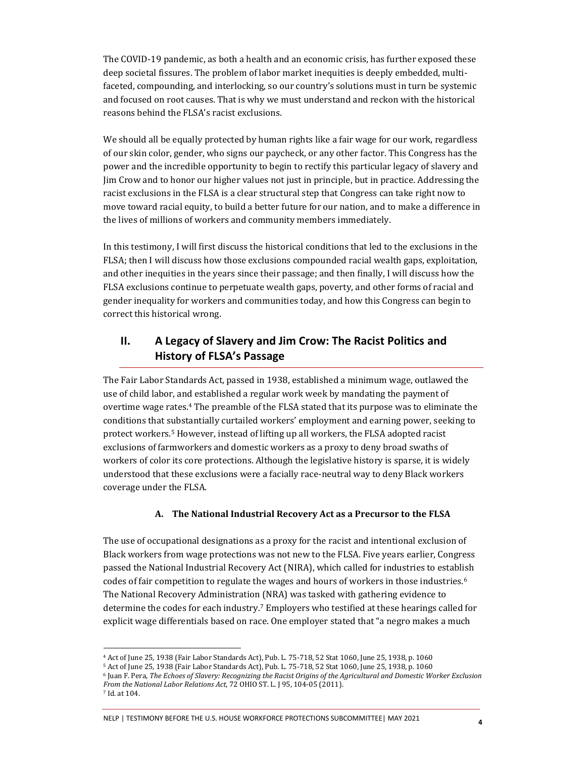The COVID-19 pandemic, as both a health and an economic crisis, has further exposed these deep societal fissures. The problem of labor market inequities is deeply embedded, multi-faceted, compounding, and interlocking, so our country's solutions must in turn be systemic and focused on root causes. That is why we must understand and reckon with the historical reasons behind the FLSA's racist exclusions.

We should all be equally protected by human rights like a fair wage for our work, regardless of our skin color, gender, who signs our paycheck, or any other factor. This Congress has the power and the incredible opportunity to begin to rectify this particular legacy of slavery and Jim Crow and to honor our higher values not just in principle, but in practice. Addressing the racist exclusions in the FLSA is a clear structural step that Congress can take right now to move toward racial equity, to build a better future for our nation, and to make a difference in the lives of millions of workers and community members immediately.

In this testimony, I will first discuss the historical conditions that led to the exclusions in the FLSA; then I will discuss how those exclusions compounded racial wealth gaps, exploitation, and other inequities in the years since their passage; and then finally, I will discuss how the FLSA exclusions continue to perpetuate wealth gaps, poverty, and other forms of racial and gender inequality for workers and communities today, and how this Congress can begin to correct this historical wrong.

## II. A Legacy of Slavery and Jim Crow: The Racist Politics and History of FLSA's Passage

The Fair Labor Standards Act, passed in 1938, established a minimum wage, outlawed the use of child labor, and established a regular work week by mandating the payment of overtime wage rates.[4] The preamble of the FLSA stated that its purpose was to eliminate the conditions that substantially curtailed workers' employment and earning power, seeking to protect workers.[5] However, instead of lifting up all workers, the FLSA adopted racist exclusions of farmworkers and domestic workers as a proxy to deny broad swaths of workers of color its core protections. Although the legislative history is sparse, it is widely understood that these exclusions were a facially race-neutral way to deny Black workers coverage under the FLSA.

### A. The National Industrial Recovery Act as a Precursor to the FLSA

The use of occupational designations as a proxy for the racist and intentional exclusion of Black workers from wage protections was not new to the FLSA. Five years earlier, Congress passed the National Industrial Recovery Act (NIRA), which called for industries to establish codes of fair competition to regulate the wages and hours of workers in those industries.[6] The National Recovery Administration (NRA) was tasked with gathering evidence to determine the codes for each industry.[7] Employers who testified at these hearings called for explicit wage differentials based on race. One employer stated that "a negro makes a much

---

[4] Act of June 25, 1938 (Fair Labor Standards Act), Pub. L. 75-718, 52 Stat 1060, June 25, 1938, p. 1060

[5] Act of June 25, 1938 (Fair Labor Standards Act), Pub. L. 75-718, 52 Stat 1060, June 25, 1938, p. 1060

[6] Juan F. Pera, *The Echoes of Slavery: Recognizing the Racist Origins of the Agricultural and Domestic Worker Exclusion From the National Labor Relations Act*, 72 OHIO ST. L. J 95, 104-05 (2011).

[7] Id. at 104.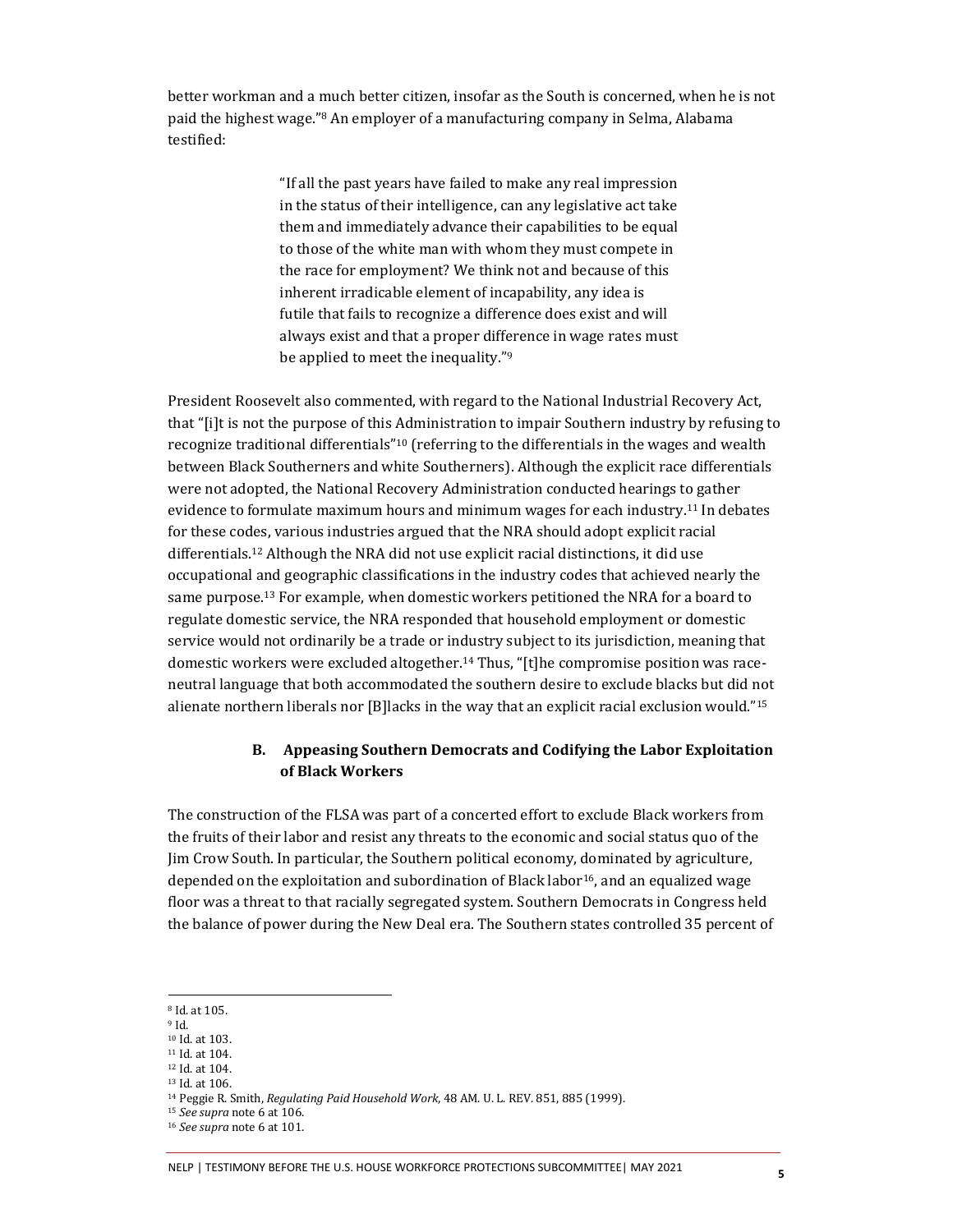better workman and a much better citizen, insofar as the South is concerned, when he is not paid the highest wage."[8] An employer of a manufacturing company in Selma, Alabama testified:

> "If all the past years have failed to make any real impression in the status of their intelligence, can any legislative act take them and immediately advance their capabilities to be equal to those of the white man with whom they must compete in the race for employment? We think not and because of this inherent irradicable element of incapability, any idea is futile that fails to recognize a difference does exist and will always exist and that a proper difference in wage rates must be applied to meet the inequality."[9]

President Roosevelt also commented, with regard to the National Industrial Recovery Act, that "[i]t is not the purpose of this Administration to impair Southern industry by refusing to recognize traditional differentials"[10] (referring to the differentials in the wages and wealth between Black Southerners and white Southerners). Although the explicit race differentials were not adopted, the National Recovery Administration conducted hearings to gather evidence to formulate maximum hours and minimum wages for each industry.[11] In debates for these codes, various industries argued that the NRA should adopt explicit racial differentials.[12] Although the NRA did not use explicit racial distinctions, it did use occupational and geographic classifications in the industry codes that achieved nearly the same purpose.[13] For example, when domestic workers petitioned the NRA for a board to regulate domestic service, the NRA responded that household employment or domestic service would not ordinarily be a trade or industry subject to its jurisdiction, meaning that domestic workers were excluded altogether.[14] Thus, "[t]he compromise position was race-neutral language that both accommodated the southern desire to exclude blacks but did not alienate northern liberals nor [B]lacks in the way that an explicit racial exclusion would."[15]

### B. Appeasing Southern Democrats and Codifying the Labor Exploitation of Black Workers

The construction of the FLSA was part of a concerted effort to exclude Black workers from the fruits of their labor and resist any threats to the economic and social status quo of the Jim Crow South. In particular, the Southern political economy, dominated by agriculture, depended on the exploitation and subordination of Black labor[16], and an equalized wage floor was a threat to that racially segregated system. Southern Democrats in Congress held the balance of power during the New Deal era. The Southern states controlled 35 percent of

---

[8] Id. at 105.
[9] Id.
[10] Id. at 103.
[11] Id. at 104.
[12] Id. at 104.
[13] Id. at 106.
[14] Peggie R. Smith, *Regulating Paid Household Work*, 48 AM. U. L. REV. 851, 885 (1999).
[15] *See supra* note 6 at 106.
[16] *See supra* note 6 at 101.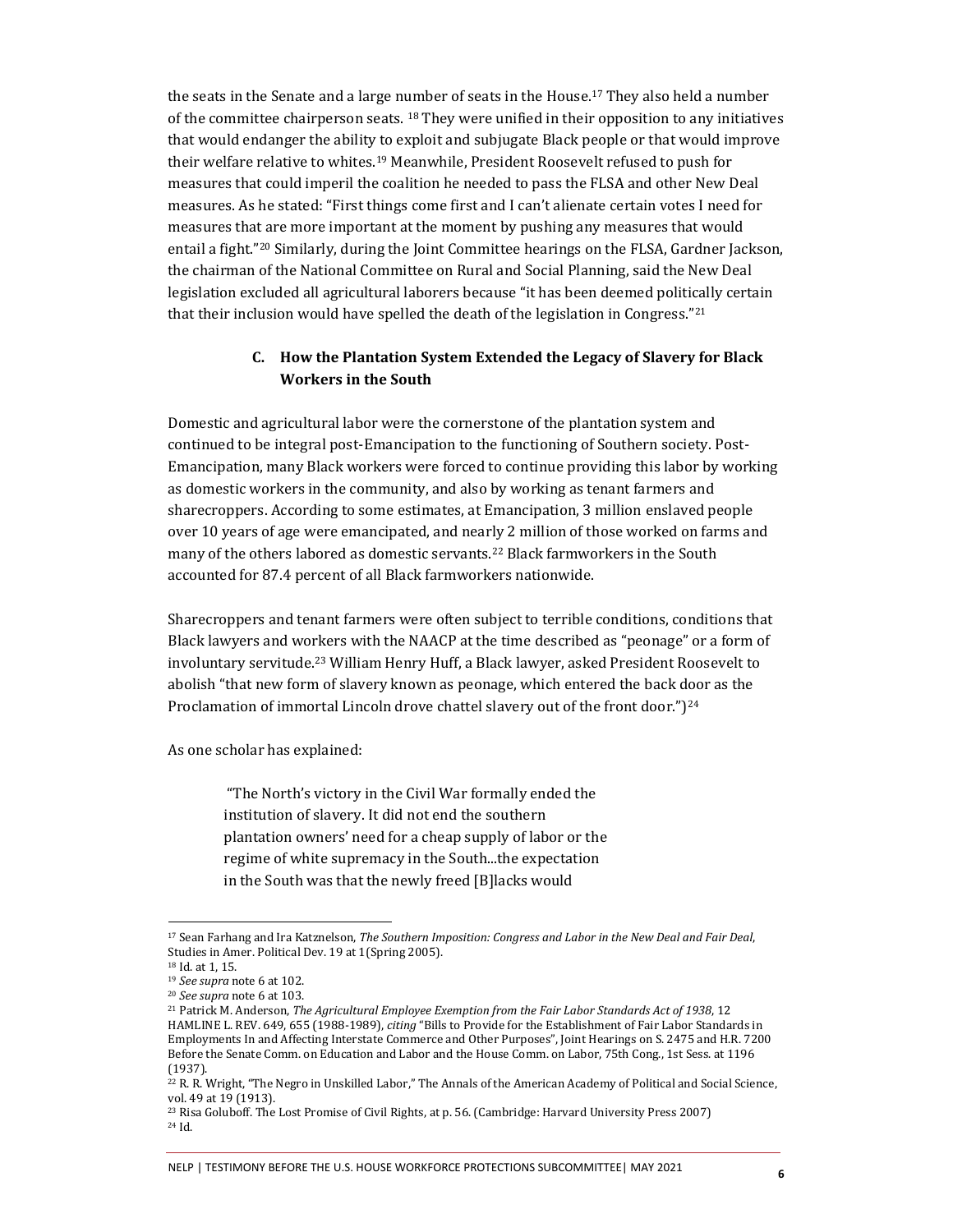the seats in the Senate and a large number of seats in the House.[17] They also held a number of the committee chairperson seats. [18] They were unified in their opposition to any initiatives that would endanger the ability to exploit and subjugate Black people or that would improve their welfare relative to whites.[19] Meanwhile, President Roosevelt refused to push for measures that could imperil the coalition he needed to pass the FLSA and other New Deal measures. As he stated: "First things come first and I can't alienate certain votes I need for measures that are more important at the moment by pushing any measures that would entail a fight."[20] Similarly, during the Joint Committee hearings on the FLSA, Gardner Jackson, the chairman of the National Committee on Rural and Social Planning, said the New Deal legislation excluded all agricultural laborers because "it has been deemed politically certain that their inclusion would have spelled the death of the legislation in Congress."[21]

### C. How the Plantation System Extended the Legacy of Slavery for Black Workers in the South

Domestic and agricultural labor were the cornerstone of the plantation system and continued to be integral post-Emancipation to the functioning of Southern society. Post-Emancipation, many Black workers were forced to continue providing this labor by working as domestic workers in the community, and also by working as tenant farmers and sharecroppers. According to some estimates, at Emancipation, 3 million enslaved people over 10 years of age were emancipated, and nearly 2 million of those worked on farms and many of the others labored as domestic servants.[22] Black farmworkers in the South accounted for 87.4 percent of all Black farmworkers nationwide.

Sharecroppers and tenant farmers were often subject to terrible conditions, conditions that Black lawyers and workers with the NAACP at the time described as "peonage" or a form of involuntary servitude.[23] William Henry Huff, a Black lawyer, asked President Roosevelt to abolish "that new form of slavery known as peonage, which entered the back door as the Proclamation of immortal Lincoln drove chattel slavery out of the front door.")[24]

As one scholar has explained:

> "The North's victory in the Civil War formally ended the institution of slavery. It did not end the southern plantation owners' need for a cheap supply of labor or the regime of white supremacy in the South...the expectation in the South was that the newly freed [B]lacks would

---

[17] Sean Farhang and Ira Katznelson, *The Southern Imposition: Congress and Labor in the New Deal and Fair Deal*, Studies in Amer. Political Dev. 19 at 1(Spring 2005).

[18] Id. at 1, 15.

[19] *See supra* note 6 at 102.

[20] *See supra* note 6 at 103.

[21] Patrick M. Anderson, *The Agricultural Employee Exemption from the Fair Labor Standards Act of 1938*, 12 HAMLINE L. REV. 649, 655 (1988-1989), *citing* "Bills to Provide for the Establishment of Fair Labor Standards in Employments In and Affecting Interstate Commerce and Other Purposes", Joint Hearings on S. 2475 and H.R. 7200 Before the Senate Comm. on Education and Labor and the House Comm. on Labor, 75th Cong., 1st Sess. at 1196 (1937).

[22] R. R. Wright, "The Negro in Unskilled Labor," The Annals of the American Academy of Political and Social Science, vol. 49 at 19 (1913).

[23] Risa Goluboff. The Lost Promise of Civil Rights, at p. 56. (Cambridge: Harvard University Press 2007)

[24] Id.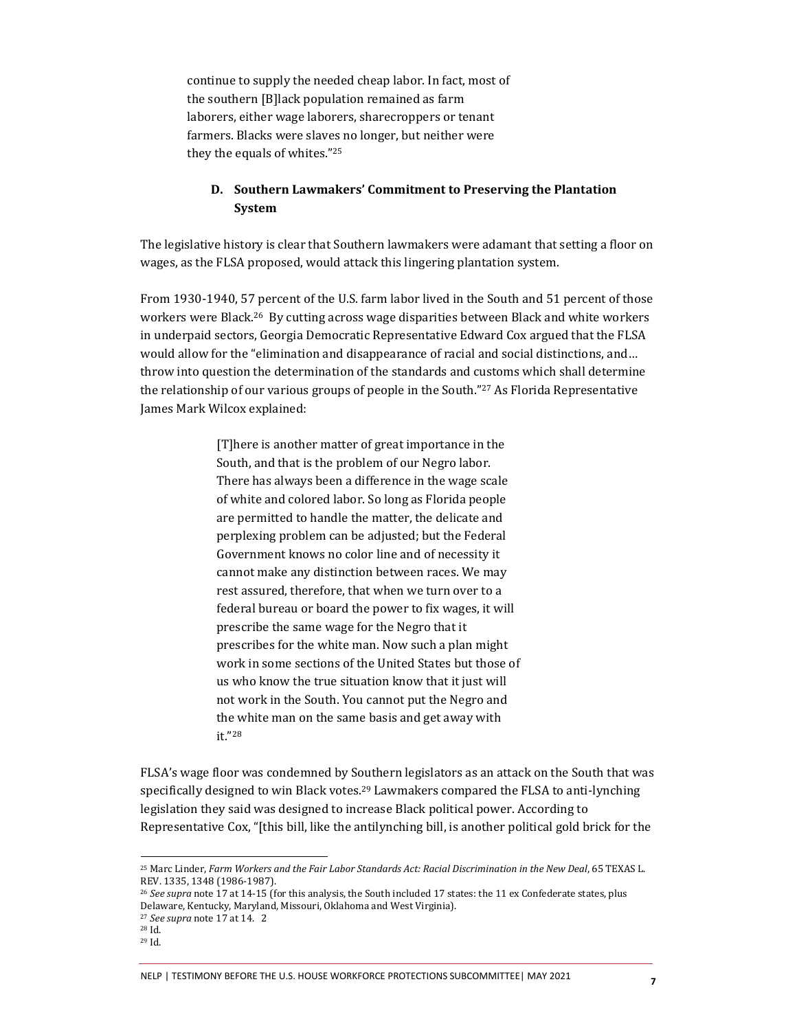> continue to supply the needed cheap labor. In fact, most of the southern [B]lack population remained as farm laborers, either wage laborers, sharecroppers or tenant farmers. Blacks were slaves no longer, but neither were they the equals of whites."[25]

### D. Southern Lawmakers' Commitment to Preserving the Plantation System

The legislative history is clear that Southern lawmakers were adamant that setting a floor on wages, as the FLSA proposed, would attack this lingering plantation system.

From 1930-1940, 57 percent of the U.S. farm labor lived in the South and 51 percent of those workers were Black.[26] By cutting across wage disparities between Black and white workers in underpaid sectors, Georgia Democratic Representative Edward Cox argued that the FLSA would allow for the "elimination and disappearance of racial and social distinctions, and… throw into question the determination of the standards and customs which shall determine the relationship of our various groups of people in the South."[27] As Florida Representative James Mark Wilcox explained:

> [T]here is another matter of great importance in the South, and that is the problem of our Negro labor. There has always been a difference in the wage scale of white and colored labor. So long as Florida people are permitted to handle the matter, the delicate and perplexing problem can be adjusted; but the Federal Government knows no color line and of necessity it cannot make any distinction between races. We may rest assured, therefore, that when we turn over to a federal bureau or board the power to fix wages, it will prescribe the same wage for the Negro that it prescribes for the white man. Now such a plan might work in some sections of the United States but those of us who know the true situation know that it just will not work in the South. You cannot put the Negro and the white man on the same basis and get away with it."[28]

FLSA's wage floor was condemned by Southern legislators as an attack on the South that was specifically designed to win Black votes.[29] Lawmakers compared the FLSA to anti-lynching legislation they said was designed to increase Black political power. According to Representative Cox, "[this bill, like the antilynching bill, is another political gold brick for the

---

[25] Marc Linder, *Farm Workers and the Fair Labor Standards Act: Racial Discrimination in the New Deal*, 65 TEXAS L. REV. 1335, 1348 (1986-1987).

[26] *See supra* note 17 at 14-15 (for this analysis, the South included 17 states: the 11 ex Confederate states, plus Delaware, Kentucky, Maryland, Missouri, Oklahoma and West Virginia).

[27] *See supra* note 17 at 14. 2

[28] Id.

[29] Id.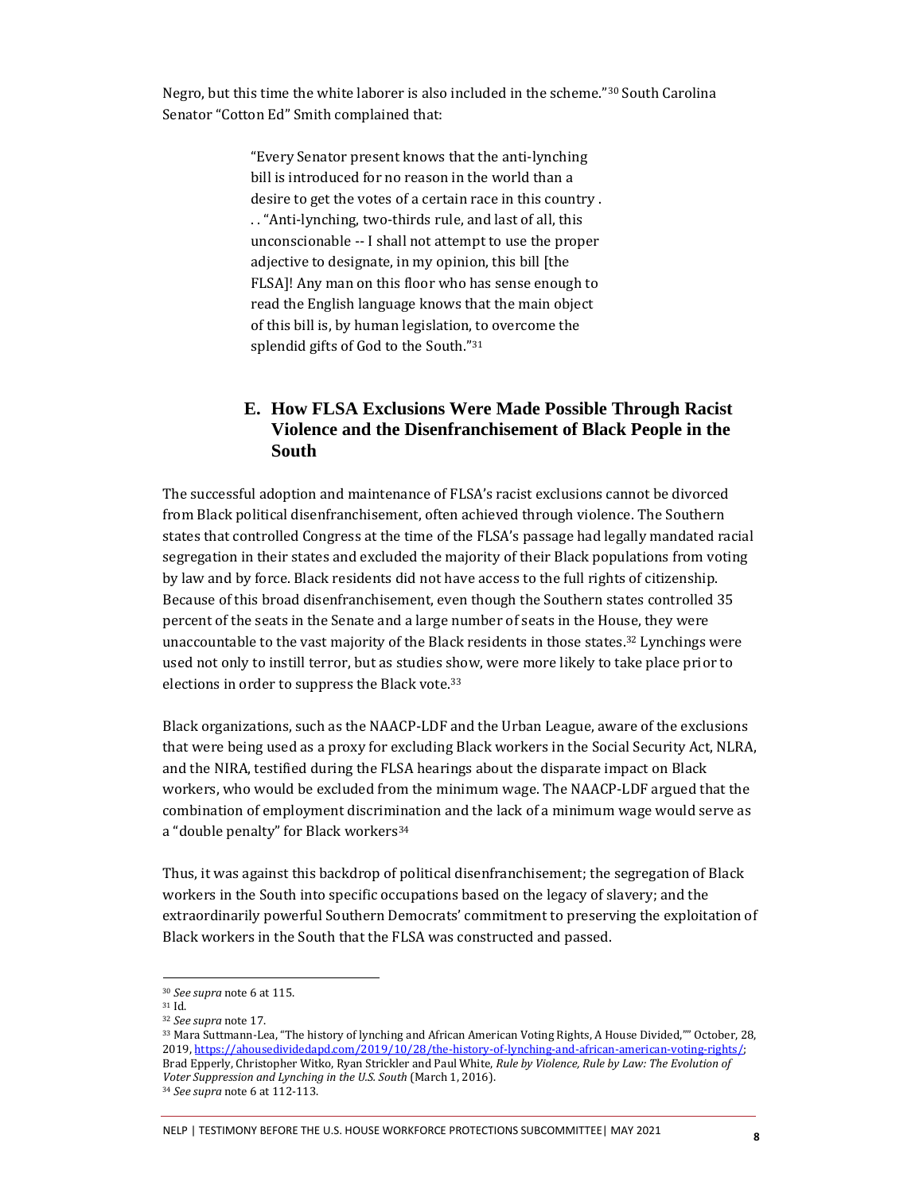Negro, but this time the white laborer is also included in the scheme."[30] South Carolina Senator "Cotton Ed" Smith complained that:

> "Every Senator present knows that the anti-lynching bill is introduced for no reason in the world than a desire to get the votes of a certain race in this country . . . "Anti-lynching, two-thirds rule, and last of all, this unconscionable -- I shall not attempt to use the proper adjective to designate, in my opinion, this bill [the FLSA]! Any man on this floor who has sense enough to read the English language knows that the main object of this bill is, by human legislation, to overcome the splendid gifts of God to the South."[31]

## E. How FLSA Exclusions Were Made Possible Through Racist Violence and the Disenfranchisement of Black People in the South

The successful adoption and maintenance of FLSA's racist exclusions cannot be divorced from Black political disenfranchisement, often achieved through violence. The Southern states that controlled Congress at the time of the FLSA's passage had legally mandated racial segregation in their states and excluded the majority of their Black populations from voting by law and by force. Black residents did not have access to the full rights of citizenship. Because of this broad disenfranchisement, even though the Southern states controlled 35 percent of the seats in the Senate and a large number of seats in the House, they were unaccountable to the vast majority of the Black residents in those states.[32] Lynchings were used not only to instill terror, but as studies show, were more likely to take place prior to elections in order to suppress the Black vote.[33]

Black organizations, such as the NAACP-LDF and the Urban League, aware of the exclusions that were being used as a proxy for excluding Black workers in the Social Security Act, NLRA, and the NIRA, testified during the FLSA hearings about the disparate impact on Black workers, who would be excluded from the minimum wage. The NAACP-LDF argued that the combination of employment discrimination and the lack of a minimum wage would serve as a "double penalty" for Black workers[34]

Thus, it was against this backdrop of political disenfranchisement; the segregation of Black workers in the South into specific occupations based on the legacy of slavery; and the extraordinarily powerful Southern Democrats' commitment to preserving the exploitation of Black workers in the South that the FLSA was constructed and passed.

---

[30] *See supra* note 6 at 115.

[31] Id.

[32] *See supra* note 17.

[33] Mara Suttmann-Lea, "The history of lynching and African American Voting Rights, A House Divided,"" October, 28, 2019, https://ahousedividedapd.com/2019/10/28/the-history-of-lynching-and-african-american-voting-rights/; Brad Epperly, Christopher Witko, Ryan Strickler and Paul White, *Rule by Violence, Rule by Law: The Evolution of Voter Suppression and Lynching in the U.S. South* (March 1, 2016).

[34] *See supra* note 6 at 112-113.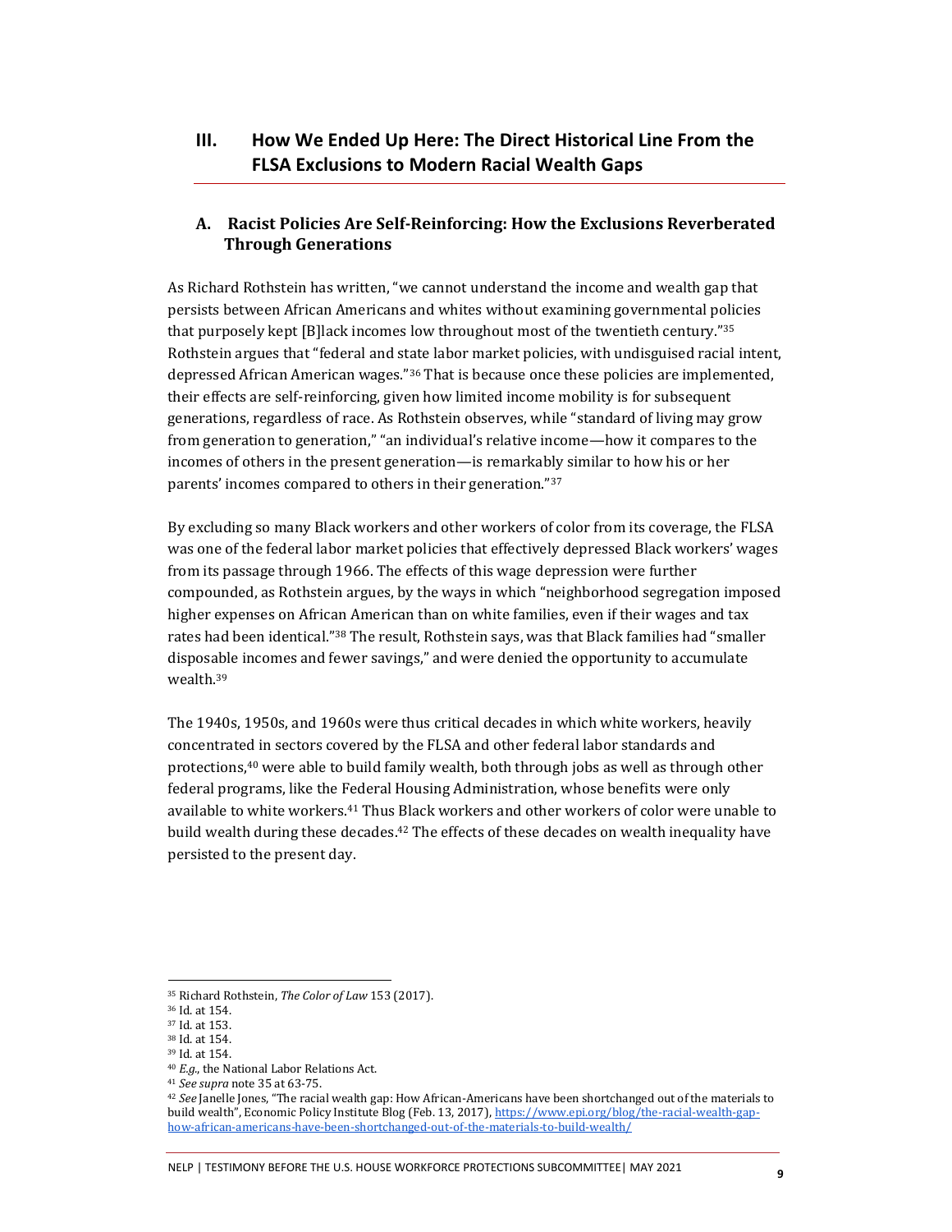## III. How We Ended Up Here: The Direct Historical Line From the FLSA Exclusions to Modern Racial Wealth Gaps

### A. Racist Policies Are Self-Reinforcing: How the Exclusions Reverberated Through Generations

As Richard Rothstein has written, "we cannot understand the income and wealth gap that persists between African Americans and whites without examining governmental policies that purposely kept [B]lack incomes low throughout most of the twentieth century."[35] Rothstein argues that "federal and state labor market policies, with undisguised racial intent, depressed African American wages."[36] That is because once these policies are implemented, their effects are self-reinforcing, given how limited income mobility is for subsequent generations, regardless of race. As Rothstein observes, while "standard of living may grow from generation to generation," "an individual's relative income—how it compares to the incomes of others in the present generation—is remarkably similar to how his or her parents' incomes compared to others in their generation."[37]

By excluding so many Black workers and other workers of color from its coverage, the FLSA was one of the federal labor market policies that effectively depressed Black workers' wages from its passage through 1966. The effects of this wage depression were further compounded, as Rothstein argues, by the ways in which "neighborhood segregation imposed higher expenses on African American than on white families, even if their wages and tax rates had been identical."[38] The result, Rothstein says, was that Black families had "smaller disposable incomes and fewer savings," and were denied the opportunity to accumulate wealth.[39]

The 1940s, 1950s, and 1960s were thus critical decades in which white workers, heavily concentrated in sectors covered by the FLSA and other federal labor standards and protections,[40] were able to build family wealth, both through jobs as well as through other federal programs, like the Federal Housing Administration, whose benefits were only available to white workers.[41] Thus Black workers and other workers of color were unable to build wealth during these decades.[42] The effects of these decades on wealth inequality have persisted to the present day.

---

[35] Richard Rothstein, *The Color of Law* 153 (2017).

[36] Id. at 154.

[37] Id. at 153.

[38] Id. at 154.

[39] Id. at 154.

[40] *E.g.*, the National Labor Relations Act.

[41] *See supra* note 35 at 63-75.

[42] *See* Janelle Jones, "The racial wealth gap: How African-Americans have been shortchanged out of the materials to build wealth", Economic Policy Institute Blog (Feb. 13, 2017), https://www.epi.org/blog/the-racial-wealth-gap-how-african-americans-have-been-shortchanged-out-of-the-materials-to-build-wealth/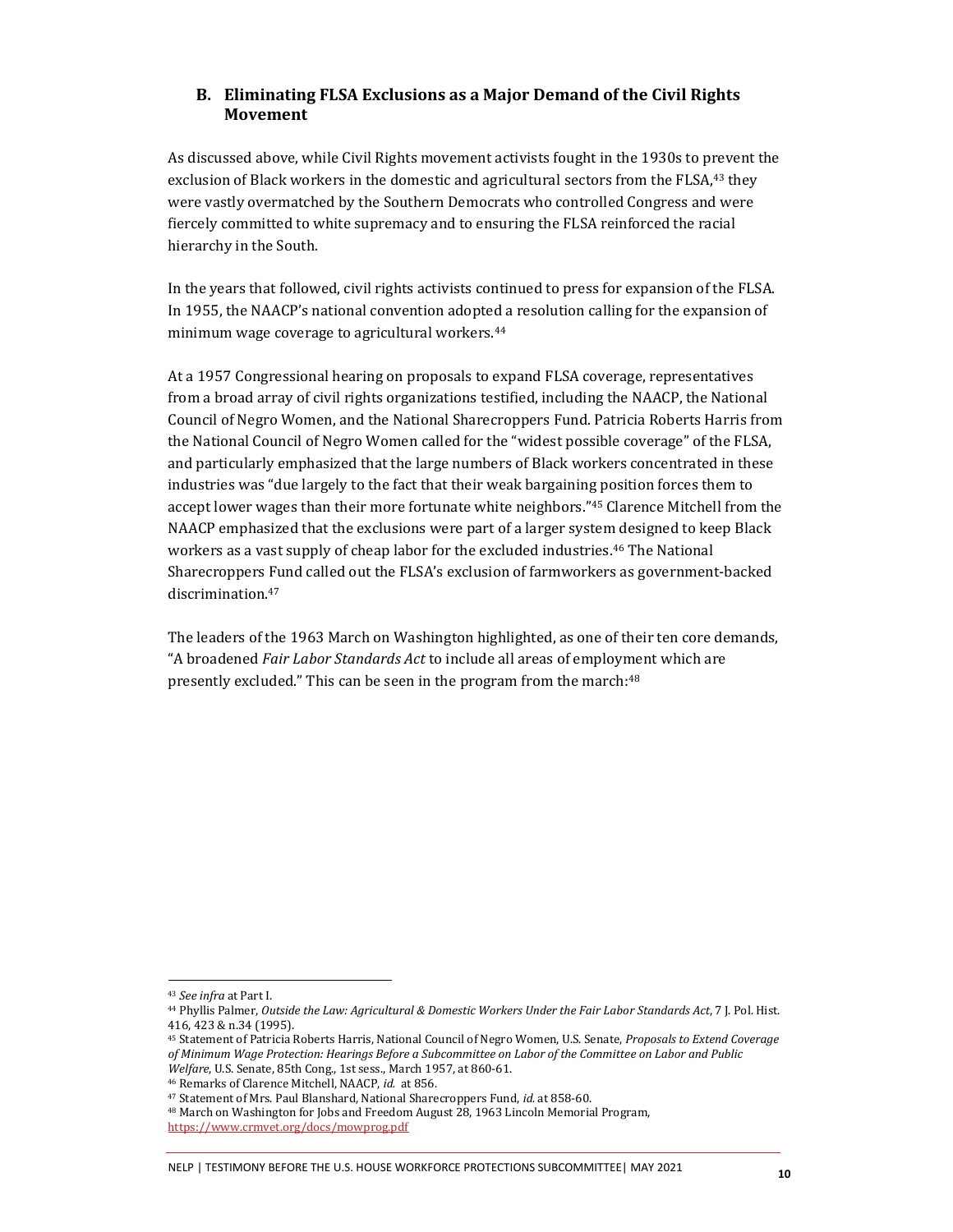## B. Eliminating FLSA Exclusions as a Major Demand of the Civil Rights Movement

As discussed above, while Civil Rights movement activists fought in the 1930s to prevent the exclusion of Black workers in the domestic and agricultural sectors from the FLSA,[43] they were vastly overmatched by the Southern Democrats who controlled Congress and were fiercely committed to white supremacy and to ensuring the FLSA reinforced the racial hierarchy in the South.

In the years that followed, civil rights activists continued to press for expansion of the FLSA. In 1955, the NAACP's national convention adopted a resolution calling for the expansion of minimum wage coverage to agricultural workers.[44]

At a 1957 Congressional hearing on proposals to expand FLSA coverage, representatives from a broad array of civil rights organizations testified, including the NAACP, the National Council of Negro Women, and the National Sharecroppers Fund. Patricia Roberts Harris from the National Council of Negro Women called for the "widest possible coverage" of the FLSA, and particularly emphasized that the large numbers of Black workers concentrated in these industries was "due largely to the fact that their weak bargaining position forces them to accept lower wages than their more fortunate white neighbors."[45] Clarence Mitchell from the NAACP emphasized that the exclusions were part of a larger system designed to keep Black workers as a vast supply of cheap labor for the excluded industries.[46] The National Sharecroppers Fund called out the FLSA's exclusion of farmworkers as government-backed discrimination.[47]

The leaders of the 1963 March on Washington highlighted, as one of their ten core demands, "A broadened *Fair Labor Standards Act* to include all areas of employment which are presently excluded." This can be seen in the program from the march:[48]

---

[43] *See infra* at Part I.

[44] Phyllis Palmer, *Outside the Law: Agricultural & Domestic Workers Under the Fair Labor Standards Act*, 7 J. Pol. Hist. 416, 423 & n.34 (1995).

[45] Statement of Patricia Roberts Harris, National Council of Negro Women, U.S. Senate, *Proposals to Extend Coverage of Minimum Wage Protection: Hearings Before a Subcommittee on Labor of the Committee on Labor and Public Welfare*, U.S. Senate, 85th Cong., 1st sess., March 1957, at 860-61.

[46] Remarks of Clarence Mitchell, NAACP, *id.* at 856.

[47] Statement of Mrs. Paul Blanshard, National Sharecroppers Fund, *id.* at 858-60.

[48] March on Washington for Jobs and Freedom August 28, 1963 Lincoln Memorial Program, https://www.crmvet.org/docs/mowprog.pdf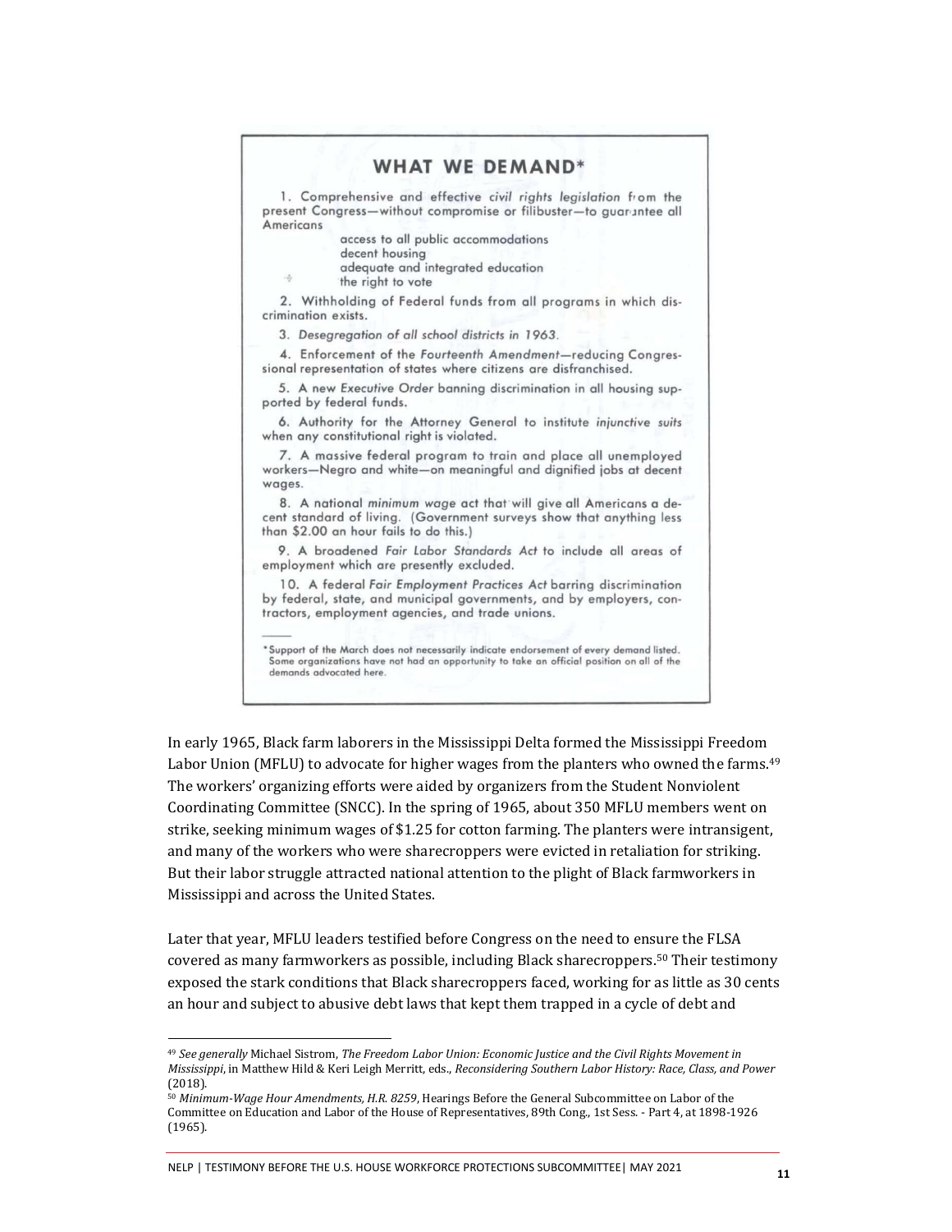## WHAT WE DEMAND*

1. Comprehensive and effective *civil rights legislation* from the present Congress—without compromise or filibuster—to guarantee all Americans
   - access to all public accommodations
   - decent housing
   - adequate and integrated education
   - the right to vote
2. Withholding of Federal funds from all programs in which discrimination exists.
3. *Desegregation of all school districts in 1963.*
4. Enforcement of the *Fourteenth Amendment*—reducing Congressional representation of states where citizens are disfranchised.
5. A new *Executive Order* banning discrimination in all housing supported by federal funds.
6. Authority for the Attorney General to institute *injunctive suits* when any constitutional right is violated.
7. A massive federal program to train and place all unemployed workers—Negro and white—on meaningful and dignified jobs at decent wages.
8. A national *minimum wage* act that will give all Americans a decent standard of living. (Government surveys show that anything less than $2.00 an hour fails to do this.)
9. A broadened *Fair Labor Standards Act* to include all areas of employment which are presently excluded.
10. A federal *Fair Employment Practices Act* barring discrimination by federal, state, and municipal governments, and by employers, contractors, employment agencies, and trade unions.

*Support of the March does not necessarily indicate endorsement of every demand listed. Some organizations have not had an opportunity to take an official position on all of the demands advocated here.

In early 1965, Black farm laborers in the Mississippi Delta formed the Mississippi Freedom Labor Union (MFLU) to advocate for higher wages from the planters who owned the farms.[49] The workers' organizing efforts were aided by organizers from the Student Nonviolent Coordinating Committee (SNCC). In the spring of 1965, about 350 MFLU members went on strike, seeking minimum wages of $1.25 for cotton farming. The planters were intransigent, and many of the workers who were sharecroppers were evicted in retaliation for striking. But their labor struggle attracted national attention to the plight of Black farmworkers in Mississippi and across the United States.

Later that year, MFLU leaders testified before Congress on the need to ensure the FLSA covered as many farmworkers as possible, including Black sharecroppers.[50] Their testimony exposed the stark conditions that Black sharecroppers faced, working for as little as 30 cents an hour and subject to abusive debt laws that kept them trapped in a cycle of debt and

---

[49] *See generally* Michael Sistrom, *The Freedom Labor Union: Economic Justice and the Civil Rights Movement in Mississippi*, in Matthew Hild & Keri Leigh Merritt, eds., *Reconsidering Southern Labor History: Race, Class, and Power* (2018).

[50] *Minimum-Wage Hour Amendments, H.R. 8259*, Hearings Before the General Subcommittee on Labor of the Committee on Education and Labor of the House of Representatives, 89th Cong., 1st Sess. - Part 4, at 1898-1926 (1965).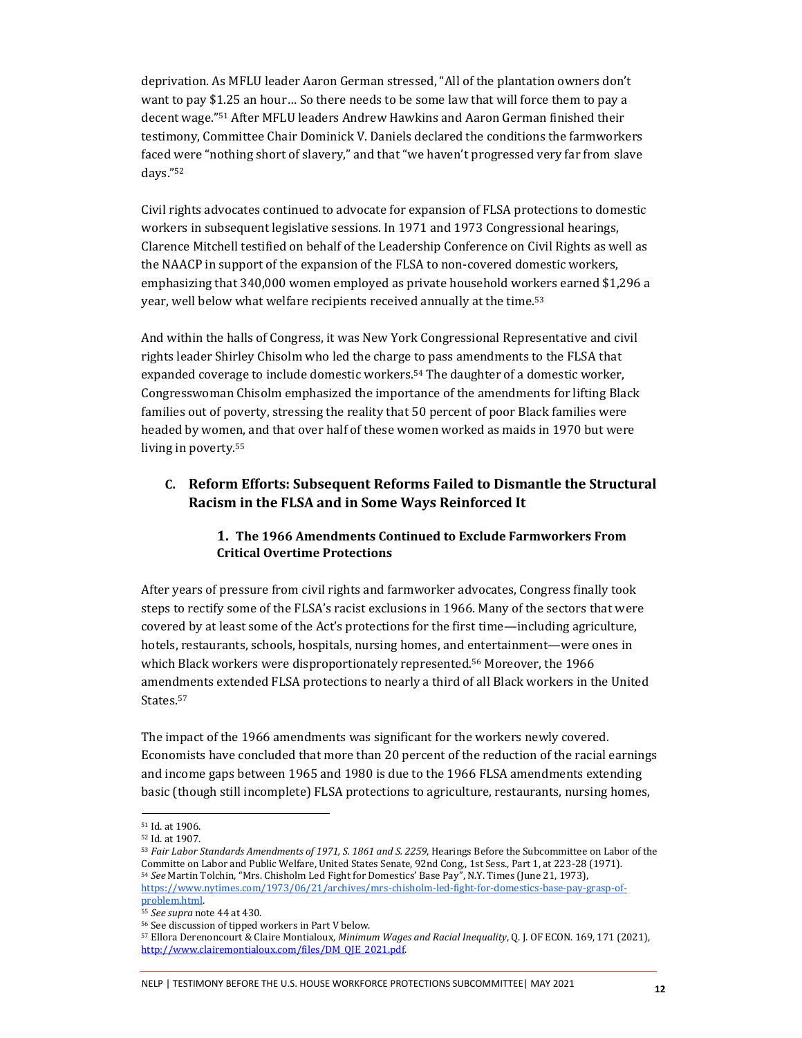deprivation. As MFLU leader Aaron German stressed, "All of the plantation owners don't want to pay $1.25 an hour… So there needs to be some law that will force them to pay a decent wage."[51] After MFLU leaders Andrew Hawkins and Aaron German finished their testimony, Committee Chair Dominick V. Daniels declared the conditions the farmworkers faced were "nothing short of slavery," and that "we haven't progressed very far from slave days."[52]

Civil rights advocates continued to advocate for expansion of FLSA protections to domestic workers in subsequent legislative sessions. In 1971 and 1973 Congressional hearings, Clarence Mitchell testified on behalf of the Leadership Conference on Civil Rights as well as the NAACP in support of the expansion of the FLSA to non-covered domestic workers, emphasizing that 340,000 women employed as private household workers earned $1,296 a year, well below what welfare recipients received annually at the time.[53]

And within the halls of Congress, it was New York Congressional Representative and civil rights leader Shirley Chisolm who led the charge to pass amendments to the FLSA that expanded coverage to include domestic workers.[54] The daughter of a domestic worker, Congresswoman Chisolm emphasized the importance of the amendments for lifting Black families out of poverty, stressing the reality that 50 percent of poor Black families were headed by women, and that over half of these women worked as maids in 1970 but were living in poverty.[55]

### C. Reform Efforts: Subsequent Reforms Failed to Dismantle the Structural Racism in the FLSA and in Some Ways Reinforced It

#### 1. The 1966 Amendments Continued to Exclude Farmworkers From Critical Overtime Protections

After years of pressure from civil rights and farmworker advocates, Congress finally took steps to rectify some of the FLSA's racist exclusions in 1966. Many of the sectors that were covered by at least some of the Act's protections for the first time—including agriculture, hotels, restaurants, schools, hospitals, nursing homes, and entertainment—were ones in which Black workers were disproportionately represented.[56] Moreover, the 1966 amendments extended FLSA protections to nearly a third of all Black workers in the United States.[57]

The impact of the 1966 amendments was significant for the workers newly covered. Economists have concluded that more than 20 percent of the reduction of the racial earnings and income gaps between 1965 and 1980 is due to the 1966 FLSA amendments extending basic (though still incomplete) FLSA protections to agriculture, restaurants, nursing homes,

---

[51] Id. at 1906.

[52] Id. at 1907.

[53] *Fair Labor Standards Amendments of 1971, S. 1861 and S. 2259*, Hearings Before the Subcommittee on Labor of the Committe on Labor and Public Welfare, United States Senate, 92nd Cong., 1st Sess., Part 1, at 223-28 (1971).

[54] *See* Martin Tolchin, "Mrs. Chisholm Led Fight for Domestics' Base Pay", N.Y. Times (June 21, 1973), https://www.nytimes.com/1973/06/21/archives/mrs-chisholm-led-fight-for-domestics-base-pay-grasp-of-problem.html.

[55] *See supra* note 44 at 430.

[56] See discussion of tipped workers in Part V below.

[57] Ellora Derenoncourt & Claire Montialoux, *Minimum Wages and Racial Inequality*, Q. J. OF ECON. 169, 171 (2021), http://www.clairemontialoux.com/files/DM_QJE_2021.pdf.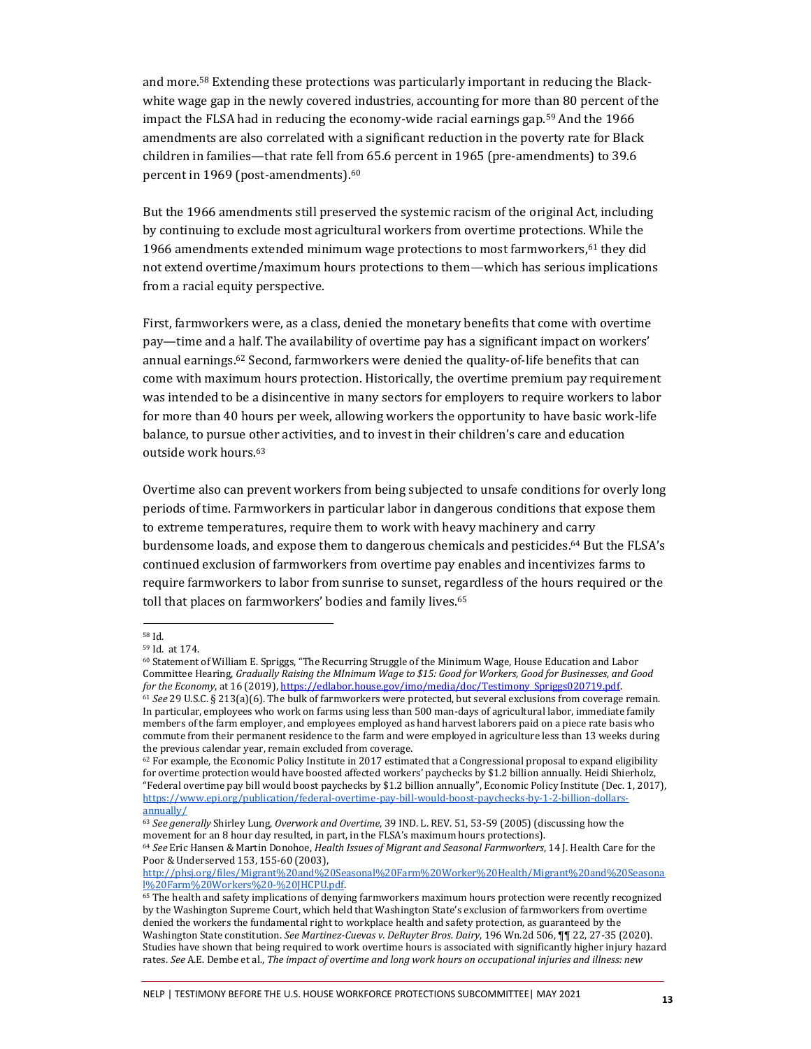and more.[58] Extending these protections was particularly important in reducing the Black-white wage gap in the newly covered industries, accounting for more than 80 percent of the impact the FLSA had in reducing the economy-wide racial earnings gap.[59] And the 1966 amendments are also correlated with a significant reduction in the poverty rate for Black children in families—that rate fell from 65.6 percent in 1965 (pre-amendments) to 39.6 percent in 1969 (post-amendments).[60]

But the 1966 amendments still preserved the systemic racism of the original Act, including by continuing to exclude most agricultural workers from overtime protections. While the 1966 amendments extended minimum wage protections to most farmworkers,[61] they did not extend overtime/maximum hours protections to them—which has serious implications from a racial equity perspective.

First, farmworkers were, as a class, denied the monetary benefits that come with overtime pay—time and a half. The availability of overtime pay has a significant impact on workers' annual earnings.[62] Second, farmworkers were denied the quality-of-life benefits that can come with maximum hours protection. Historically, the overtime premium pay requirement was intended to be a disincentive in many sectors for employers to require workers to labor for more than 40 hours per week, allowing workers the opportunity to have basic work-life balance, to pursue other activities, and to invest in their children's care and education outside work hours.[63]

Overtime also can prevent workers from being subjected to unsafe conditions for overly long periods of time. Farmworkers in particular labor in dangerous conditions that expose them to extreme temperatures, require them to work with heavy machinery and carry burdensome loads, and expose them to dangerous chemicals and pesticides.[64] But the FLSA's continued exclusion of farmworkers from overtime pay enables and incentivizes farms to require farmworkers to labor from sunrise to sunset, regardless of the hours required or the toll that places on farmworkers' bodies and family lives.[65]

---

[58] Id.

[59] Id. at 174.

[60] Statement of William E. Spriggs, "The Recurring Struggle of the Minimum Wage, House Education and Labor Committee Hearing, *Gradually Raising the MInimum Wage to $15: Good for Workers, Good for Businesses, and Good for the Economy*, at 16 (2019), https://edlabor.house.gov/imo/media/doc/Testimony_Spriggs020719.pdf.

[61] *See* 29 U.S.C. § 213(a)(6). The bulk of farmworkers were protected, but several exclusions from coverage remain. In particular, employees who work on farms using less than 500 man-days of agricultural labor, immediate family members of the farm employer, and employees employed as hand harvest laborers paid on a piece rate basis who commute from their permanent residence to the farm and were employed in agriculture less than 13 weeks during the previous calendar year, remain excluded from coverage.

[62] For example, the Economic Policy Institute in 2017 estimated that a Congressional proposal to expand eligibility for overtime protection would have boosted affected workers' paychecks by $1.2 billion annually. Heidi Shierholz, "Federal overtime pay bill would boost paychecks by $1.2 billion annually", Economic Policy Institute (Dec. 1, 2017), https://www.epi.org/publication/federal-overtime-pay-bill-would-boost-paychecks-by-1-2-billion-dollars-annually/

[63] *See generally* Shirley Lung, *Overwork and Overtime*, 39 IND. L. REV. 51, 53-59 (2005) (discussing how the movement for an 8 hour day resulted, in part, in the FLSA's maximum hours protections).

[64] *See* Eric Hansen & Martin Donohoe, *Health Issues of Migrant and Seasonal Farmworkers*, 14 J. Health Care for the Poor & Underserved 153, 155-60 (2003), http://phsj.org/files/Migrant%20and%20Seasonal%20Farm%20Worker%20Health/Migrant%20and%20Seasonal%20Farm%20Workers%20-%20JHCPU.pdf.

[65] The health and safety implications of denying farmworkers maximum hours protection were recently recognized by the Washington Supreme Court, which held that Washington State's exclusion of farmworkers from overtime denied the workers the fundamental right to workplace health and safety protection, as guaranteed by the Washington State constitution. *See Martinez-Cuevas v. DeRuyter Bros. Dairy*, 196 Wn.2d 506, ¶¶ 22, 27-35 (2020). Studies have shown that being required to work overtime hours is associated with significantly higher injury hazard rates. *See* A.E. Dembe et al., *The impact of overtime and long work hours on occupational injuries and illness: new*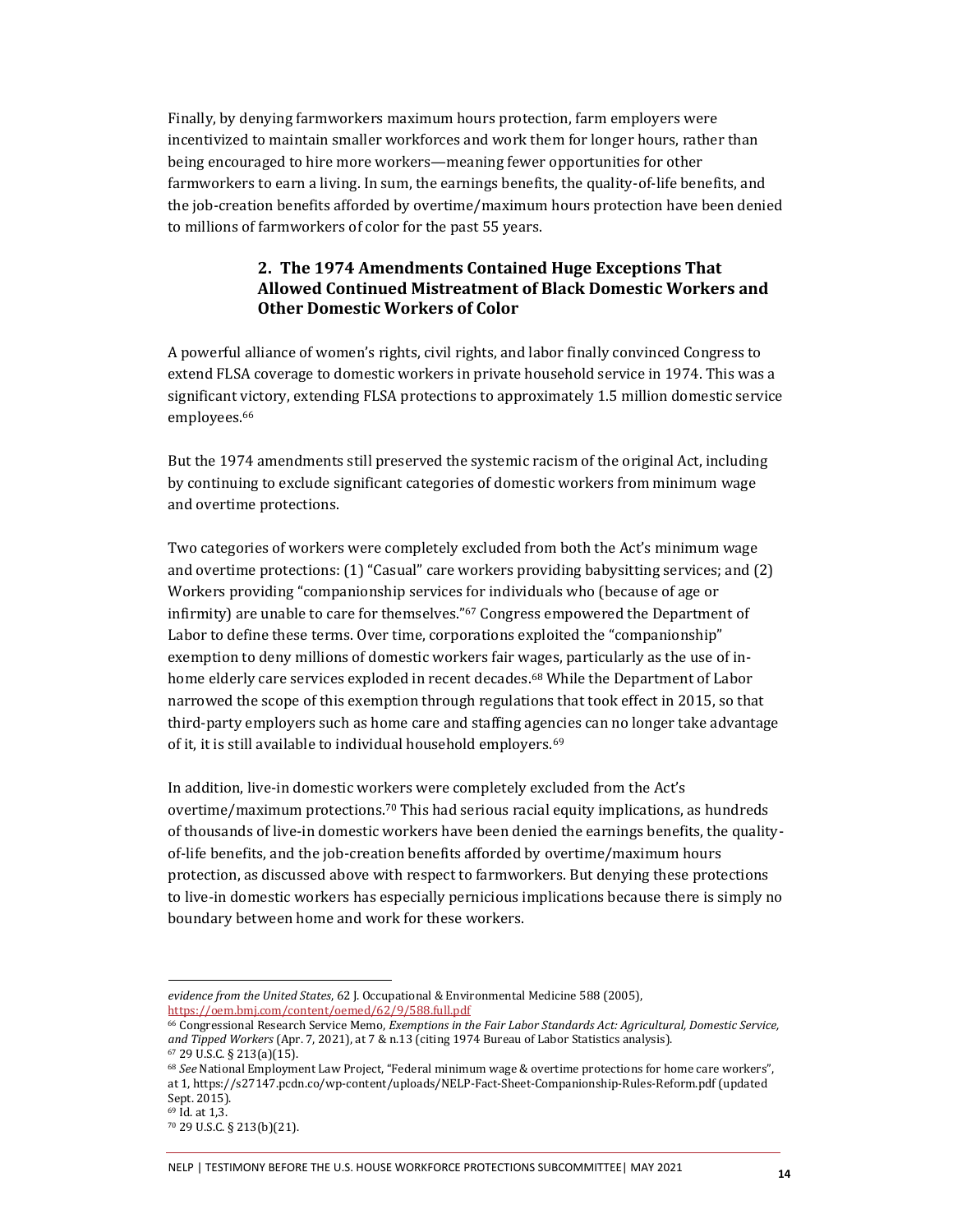Finally, by denying farmworkers maximum hours protection, farm employers were incentivized to maintain smaller workforces and work them for longer hours, rather than being encouraged to hire more workers—meaning fewer opportunities for other farmworkers to earn a living. In sum, the earnings benefits, the quality-of-life benefits, and the job-creation benefits afforded by overtime/maximum hours protection have been denied to millions of farmworkers of color for the past 55 years.

### 2. The 1974 Amendments Contained Huge Exceptions That Allowed Continued Mistreatment of Black Domestic Workers and Other Domestic Workers of Color

A powerful alliance of women's rights, civil rights, and labor finally convinced Congress to extend FLSA coverage to domestic workers in private household service in 1974. This was a significant victory, extending FLSA protections to approximately 1.5 million domestic service employees.[66]

But the 1974 amendments still preserved the systemic racism of the original Act, including by continuing to exclude significant categories of domestic workers from minimum wage and overtime protections.

Two categories of workers were completely excluded from both the Act's minimum wage and overtime protections: (1) "Casual" care workers providing babysitting services; and (2) Workers providing "companionship services for individuals who (because of age or infirmity) are unable to care for themselves."[67] Congress empowered the Department of Labor to define these terms. Over time, corporations exploited the "companionship" exemption to deny millions of domestic workers fair wages, particularly as the use of in-home elderly care services exploded in recent decades.[68] While the Department of Labor narrowed the scope of this exemption through regulations that took effect in 2015, so that third-party employers such as home care and staffing agencies can no longer take advantage of it, it is still available to individual household employers.[69]

In addition, live-in domestic workers were completely excluded from the Act's overtime/maximum protections.[70] This had serious racial equity implications, as hundreds of thousands of live-in domestic workers have been denied the earnings benefits, the quality-of-life benefits, and the job-creation benefits afforded by overtime/maximum hours protection, as discussed above with respect to farmworkers. But denying these protections to live-in domestic workers has especially pernicious implications because there is simply no boundary between home and work for these workers.

---

*evidence from the United States*, 62 J. Occupational & Environmental Medicine 588 (2005), https://oem.bmj.com/content/oemed/62/9/588.full.pdf

[66] Congressional Research Service Memo, *Exemptions in the Fair Labor Standards Act: Agricultural, Domestic Service, and Tipped Workers* (Apr. 7, 2021), at 7 & n.13 (citing 1974 Bureau of Labor Statistics analysis).

[67] 29 U.S.C. § 213(a)(15).

[68] *See* National Employment Law Project, "Federal minimum wage & overtime protections for home care workers", at 1, https://s27147.pcdn.co/wp-content/uploads/NELP-Fact-Sheet-Companionship-Rules-Reform.pdf (updated Sept. 2015).

[69] Id. at 1,3.

[70] 29 U.S.C. § 213(b)(21).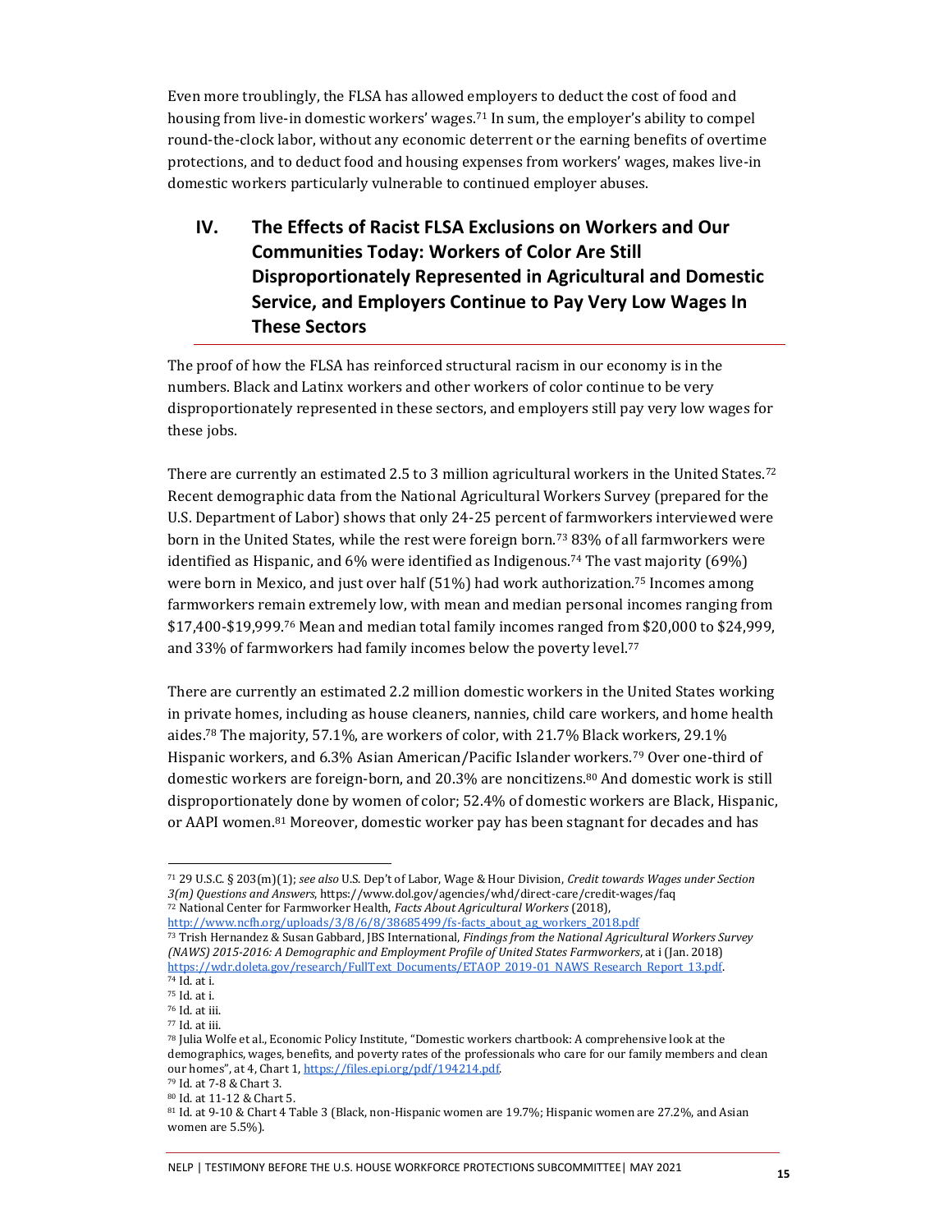Even more troublingly, the FLSA has allowed employers to deduct the cost of food and housing from live-in domestic workers' wages.[71] In sum, the employer's ability to compel round-the-clock labor, without any economic deterrent or the earning benefits of overtime protections, and to deduct food and housing expenses from workers' wages, makes live-in domestic workers particularly vulnerable to continued employer abuses.

## IV. The Effects of Racist FLSA Exclusions on Workers and Our Communities Today: Workers of Color Are Still Disproportionately Represented in Agricultural and Domestic Service, and Employers Continue to Pay Very Low Wages In These Sectors

The proof of how the FLSA has reinforced structural racism in our economy is in the numbers. Black and Latinx workers and other workers of color continue to be very disproportionately represented in these sectors, and employers still pay very low wages for these jobs.

There are currently an estimated 2.5 to 3 million agricultural workers in the United States.[72] Recent demographic data from the National Agricultural Workers Survey (prepared for the U.S. Department of Labor) shows that only 24-25 percent of farmworkers interviewed were born in the United States, while the rest were foreign born.[73] 83% of all farmworkers were identified as Hispanic, and 6% were identified as Indigenous.[74] The vast majority (69%) were born in Mexico, and just over half (51%) had work authorization.[75] Incomes among farmworkers remain extremely low, with mean and median personal incomes ranging from \$17,400-\$19,999.[76] Mean and median total family incomes ranged from \$20,000 to \$24,999, and 33% of farmworkers had family incomes below the poverty level.[77]

There are currently an estimated 2.2 million domestic workers in the United States working in private homes, including as house cleaners, nannies, child care workers, and home health aides.[78] The majority, 57.1%, are workers of color, with 21.7% Black workers, 29.1% Hispanic workers, and 6.3% Asian American/Pacific Islander workers.[79] Over one-third of domestic workers are foreign-born, and 20.3% are noncitizens.[80] And domestic work is still disproportionately done by women of color; 52.4% of domestic workers are Black, Hispanic, or AAPI women.[81] Moreover, domestic worker pay has been stagnant for decades and has

---

[71] 29 U.S.C. § 203(m)(1); *see also* U.S. Dep't of Labor, Wage & Hour Division, *Credit towards Wages under Section 3(m) Questions and Answers*, https://www.dol.gov/agencies/whd/direct-care/credit-wages/faq

[72] National Center for Farmworker Health, *Facts About Agricultural Workers* (2018), http://www.ncfh.org/uploads/3/8/6/8/38685499/fs-facts_about_ag_workers_2018.pdf

[73] Trish Hernandez & Susan Gabbard, JBS International, *Findings from the National Agricultural Workers Survey (NAWS) 2015-2016: A Demographic and Employment Profile of United States Farmworkers*, at i (Jan. 2018) https://wdr.doleta.gov/research/FullText_Documents/ETAOP_2019-01_NAWS_Research_Report_13.pdf.

[74] Id. at i.

[75] Id. at i.

[76] Id. at iii.

[77] Id. at iii.

[78] Julia Wolfe et al., Economic Policy Institute, "Domestic workers chartbook: A comprehensive look at the demographics, wages, benefits, and poverty rates of the professionals who care for our family members and clean our homes", at 4, Chart 1, https://files.epi.org/pdf/194214.pdf.

[79] Id. at 7-8 & Chart 3.

[80] Id. at 11-12 & Chart 5.

[81] Id. at 9-10 & Chart 4 Table 3 (Black, non-Hispanic women are 19.7%; Hispanic women are 27.2%, and Asian women are 5.5%).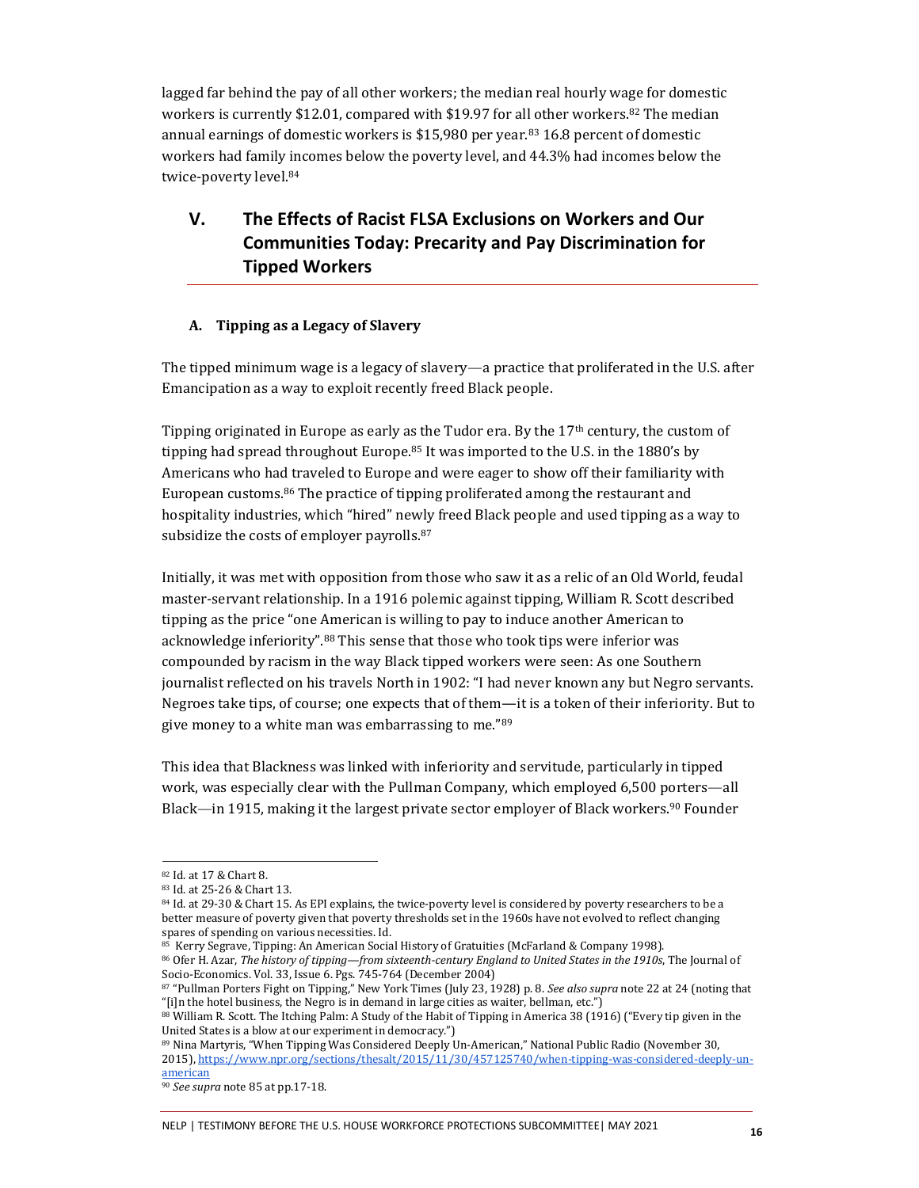lagged far behind the pay of all other workers; the median real hourly wage for domestic workers is currently $12.01, compared with $19.97 for all other workers.[82] The median annual earnings of domestic workers is $15,980 per year.[83] 16.8 percent of domestic workers had family incomes below the poverty level, and 44.3% had incomes below the twice-poverty level.[84]

## V. The Effects of Racist FLSA Exclusions on Workers and Our Communities Today: Precarity and Pay Discrimination for Tipped Workers

### A. Tipping as a Legacy of Slavery

The tipped minimum wage is a legacy of slavery—a practice that proliferated in the U.S. after Emancipation as a way to exploit recently freed Black people.

Tipping originated in Europe as early as the Tudor era. By the 17th century, the custom of tipping had spread throughout Europe.[85] It was imported to the U.S. in the 1880's by Americans who had traveled to Europe and were eager to show off their familiarity with European customs.[86] The practice of tipping proliferated among the restaurant and hospitality industries, which "hired" newly freed Black people and used tipping as a way to subsidize the costs of employer payrolls.[87]

Initially, it was met with opposition from those who saw it as a relic of an Old World, feudal master-servant relationship. In a 1916 polemic against tipping, William R. Scott described tipping as the price "one American is willing to pay to induce another American to acknowledge inferiority".[88] This sense that those who took tips were inferior was compounded by racism in the way Black tipped workers were seen: As one Southern journalist reflected on his travels North in 1902: "I had never known any but Negro servants. Negroes take tips, of course; one expects that of them—it is a token of their inferiority. But to give money to a white man was embarrassing to me."[89]

This idea that Blackness was linked with inferiority and servitude, particularly in tipped work, was especially clear with the Pullman Company, which employed 6,500 porters—all Black—in 1915, making it the largest private sector employer of Black workers.[90] Founder

---

[82] Id. at 17 & Chart 8.

[83] Id. at 25-26 & Chart 13.

[84] Id. at 29-30 & Chart 15. As EPI explains, the twice-poverty level is considered by poverty researchers to be a better measure of poverty given that poverty thresholds set in the 1960s have not evolved to reflect changing spares of spending on various necessities. Id.

[85] Kerry Segrave, Tipping: An American Social History of Gratuities (McFarland & Company 1998).

[86] Ofer H. Azar, *The history of tipping—from sixteenth-century England to United States in the 1910s*, The Journal of Socio-Economics. Vol. 33, Issue 6. Pgs. 745-764 (December 2004)

[87] "Pullman Porters Fight on Tipping," New York Times (July 23, 1928) p. 8. *See also supra* note 22 at 24 (noting that "[i]n the hotel business, the Negro is in demand in large cities as waiter, bellman, etc.")

[88] William R. Scott. The Itching Palm: A Study of the Habit of Tipping in America 38 (1916) ("Every tip given in the United States is a blow at our experiment in democracy.")

[89] Nina Martyris, "When Tipping Was Considered Deeply Un-American," National Public Radio (November 30, 2015), https://www.npr.org/sections/thesalt/2015/11/30/457125740/when-tipping-was-considered-deeply-un-american

[90] *See supra* note 85 at pp.17-18.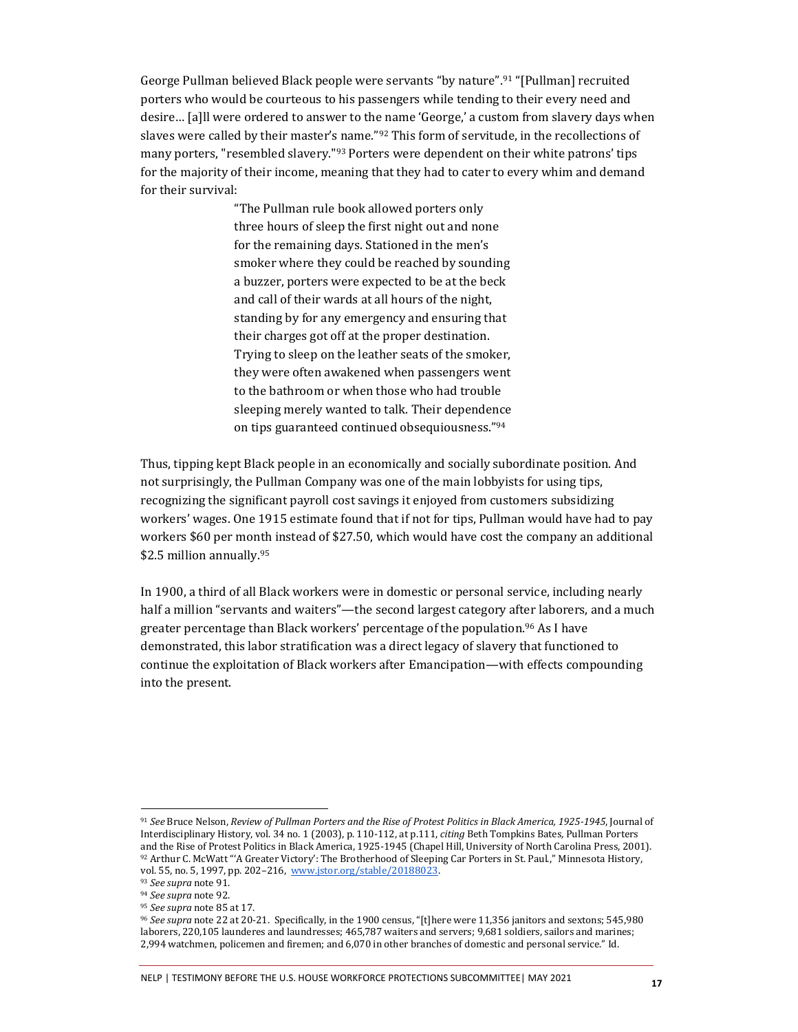George Pullman believed Black people were servants "by nature".[91] "[Pullman] recruited porters who would be courteous to his passengers while tending to their every need and desire… [a]ll were ordered to answer to the name 'George,' a custom from slavery days when slaves were called by their master's name."[92] This form of servitude, in the recollections of many porters, "resembled slavery."[93] Porters were dependent on their white patrons' tips for the majority of their income, meaning that they had to cater to every whim and demand for their survival:

> "The Pullman rule book allowed porters only three hours of sleep the first night out and none for the remaining days. Stationed in the men's smoker where they could be reached by sounding a buzzer, porters were expected to be at the beck and call of their wards at all hours of the night, standing by for any emergency and ensuring that their charges got off at the proper destination. Trying to sleep on the leather seats of the smoker, they were often awakened when passengers went to the bathroom or when those who had trouble sleeping merely wanted to talk. Their dependence on tips guaranteed continued obsequiousness."[94]

Thus, tipping kept Black people in an economically and socially subordinate position. And not surprisingly, the Pullman Company was one of the main lobbyists for using tips, recognizing the significant payroll cost savings it enjoyed from customers subsidizing workers' wages. One 1915 estimate found that if not for tips, Pullman would have had to pay workers $60 per month instead of $27.50, which would have cost the company an additional $2.5 million annually.[95]

In 1900, a third of all Black workers were in domestic or personal service, including nearly half a million "servants and waiters"—the second largest category after laborers, and a much greater percentage than Black workers' percentage of the population.[96] As I have demonstrated, this labor stratification was a direct legacy of slavery that functioned to continue the exploitation of Black workers after Emancipation—with effects compounding into the present.

---

[91] *See* Bruce Nelson, *Review of Pullman Porters and the Rise of Protest Politics in Black America, 1925-1945*, Journal of Interdisciplinary History, vol. 34 no. 1 (2003), p. 110-112, at p.111, *citing* Beth Tompkins Bates, Pullman Porters and the Rise of Protest Politics in Black America, 1925-1945 (Chapel Hill, University of North Carolina Press, 2001).

[92] Arthur C. McWatt "'A Greater Victory': The Brotherhood of Sleeping Car Porters in St. Paul," Minnesota History, vol. 55, no. 5, 1997, pp. 202–216, www.jstor.org/stable/20188023.

[93] *See supra* note 91.

[94] *See supra* note 92.

[95] *See supra* note 85 at 17.

[96] *See supra* note 22 at 20-21. Specifically, in the 1900 census, "[t]here were 11,356 janitors and sextons; 545,980 laborers, 220,105 launderes and laundresses; 465,787 waiters and servers; 9,681 soldiers, sailors and marines; 2,994 watchmen, policemen and firemen; and 6,070 in other branches of domestic and personal service." Id.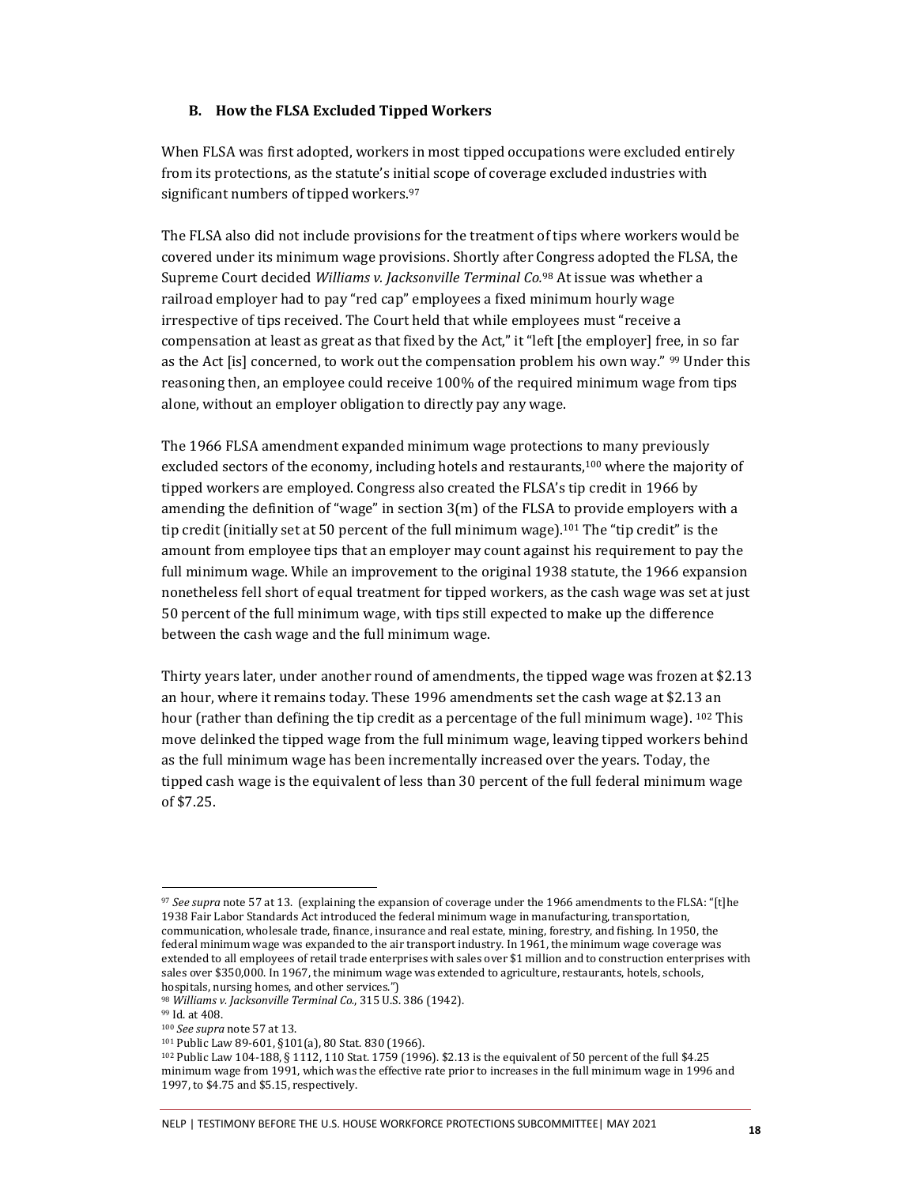### B. How the FLSA Excluded Tipped Workers

When FLSA was first adopted, workers in most tipped occupations were excluded entirely from its protections, as the statute's initial scope of coverage excluded industries with significant numbers of tipped workers.[97]

The FLSA also did not include provisions for the treatment of tips where workers would be covered under its minimum wage provisions. Shortly after Congress adopted the FLSA, the Supreme Court decided *Williams v. Jacksonville Terminal Co.*[98] At issue was whether a railroad employer had to pay "red cap" employees a fixed minimum hourly wage irrespective of tips received. The Court held that while employees must "receive a compensation at least as great as that fixed by the Act," it "left [the employer] free, in so far as the Act [is] concerned, to work out the compensation problem his own way." [99] Under this reasoning then, an employee could receive 100% of the required minimum wage from tips alone, without an employer obligation to directly pay any wage.

The 1966 FLSA amendment expanded minimum wage protections to many previously excluded sectors of the economy, including hotels and restaurants,[100] where the majority of tipped workers are employed. Congress also created the FLSA's tip credit in 1966 by amending the definition of "wage" in section 3(m) of the FLSA to provide employers with a tip credit (initially set at 50 percent of the full minimum wage).[101] The "tip credit" is the amount from employee tips that an employer may count against his requirement to pay the full minimum wage. While an improvement to the original 1938 statute, the 1966 expansion nonetheless fell short of equal treatment for tipped workers, as the cash wage was set at just 50 percent of the full minimum wage, with tips still expected to make up the difference between the cash wage and the full minimum wage.

Thirty years later, under another round of amendments, the tipped wage was frozen at $2.13 an hour, where it remains today. These 1996 amendments set the cash wage at $2.13 an hour (rather than defining the tip credit as a percentage of the full minimum wage). [102] This move delinked the tipped wage from the full minimum wage, leaving tipped workers behind as the full minimum wage has been incrementally increased over the years. Today, the tipped cash wage is the equivalent of less than 30 percent of the full federal minimum wage of $7.25.

---

[97] *See supra* note 57 at 13. (explaining the expansion of coverage under the 1966 amendments to the FLSA: "[t]he 1938 Fair Labor Standards Act introduced the federal minimum wage in manufacturing, transportation, communication, wholesale trade, finance, insurance and real estate, mining, forestry, and fishing. In 1950, the federal minimum wage was expanded to the air transport industry. In 1961, the minimum wage coverage was extended to all employees of retail trade enterprises with sales over $1 million and to construction enterprises with sales over $350,000. In 1967, the minimum wage was extended to agriculture, restaurants, hotels, schools, hospitals, nursing homes, and other services.")

[98] *Williams v. Jacksonville Terminal Co.*, 315 U.S. 386 (1942).

[99] Id. at 408.

[100] *See supra* note 57 at 13.

[101] Public Law 89-601, §101(a), 80 Stat. 830 (1966).

[102] Public Law 104-188, § 1112, 110 Stat. 1759 (1996). $2.13 is the equivalent of 50 percent of the full $4.25 minimum wage from 1991, which was the effective rate prior to increases in the full minimum wage in 1996 and 1997, to $4.75 and $5.15, respectively.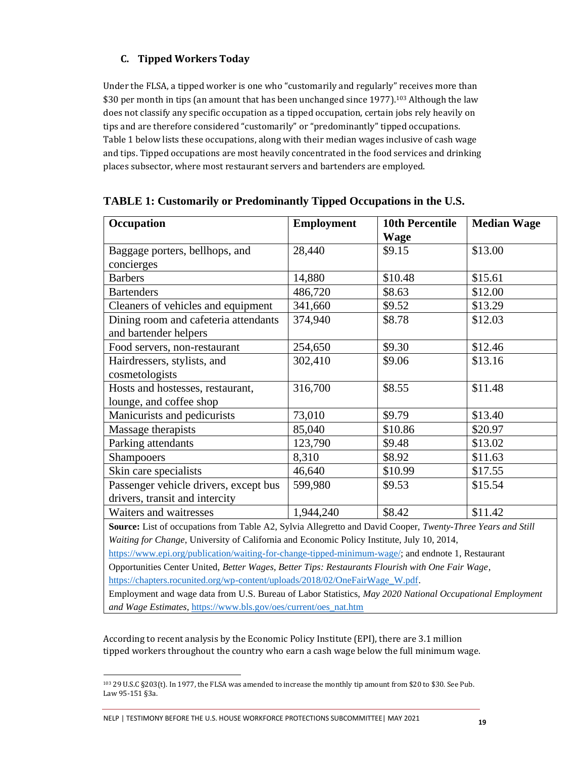### C. Tipped Workers Today

Under the FLSA, a tipped worker is one who "customarily and regularly" receives more than $30 per month in tips (an amount that has been unchanged since 1977).[103] Although the law does not classify any specific occupation as a tipped occupation, certain jobs rely heavily on tips and are therefore considered "customarily" or "predominantly" tipped occupations. Table 1 below lists these occupations, along with their median wages inclusive of cash wage and tips. Tipped occupations are most heavily concentrated in the food services and drinking places subsector, where most restaurant servers and bartenders are employed.

**TABLE 1: Customarily or Predominantly Tipped Occupations in the U.S.**

| Occupation | Employment | 10th Percentile Wage | Median Wage |
|---|---|---|---|
| Baggage porters, bellhops, and concierges | 28,440 | $9.15 | $13.00 |
| Barbers | 14,880 | $10.48 | $15.61 |
| Bartenders | 486,720 | $8.63 | $12.00 |
| Cleaners of vehicles and equipment | 341,660 | $9.52 | $13.29 |
| Dining room and cafeteria attendants and bartender helpers | 374,940 | $8.78 | $12.03 |
| Food servers, non-restaurant | 254,650 | $9.30 | $12.46 |
| Hairdressers, stylists, and cosmetologists | 302,410 | $9.06 | $13.16 |
| Hosts and hostesses, restaurant, lounge, and coffee shop | 316,700 | $8.55 | $11.48 |
| Manicurists and pedicurists | 73,010 | $9.79 | $13.40 |
| Massage therapists | 85,040 | $10.86 | $20.97 |
| Parking attendants | 123,790 | $9.48 | $13.02 |
| Shampooers | 8,310 | $8.92 | $11.63 |
| Skin care specialists | 46,640 | $10.99 | $17.55 |
| Passenger vehicle drivers, except bus drivers, transit and intercity | 599,980 | $9.53 | $15.54 |
| Waiters and waitresses | 1,944,240 | $8.42 | $11.42 |

**Source:** List of occupations from Table A2, Sylvia Allegretto and David Cooper, *Twenty-Three Years and Still Waiting for Change*, University of California and Economic Policy Institute, July 10, 2014, https://www.epi.org/publication/waiting-for-change-tipped-minimum-wage/; and endnote 1, Restaurant Opportunities Center United, *Better Wages, Better Tips: Restaurants Flourish with One Fair Wage*, https://chapters.rocunited.org/wp-content/uploads/2018/02/OneFairWage_W.pdf.
Employment and wage data from U.S. Bureau of Labor Statistics, *May 2020 National Occupational Employment and Wage Estimates*, https://www.bls.gov/oes/current/oes_nat.htm

According to recent analysis by the Economic Policy Institute (EPI), there are 3.1 million tipped workers throughout the country who earn a cash wage below the full minimum wage.

[103] 29 U.S.C §203(t). In 1977, the FLSA was amended to increase the monthly tip amount from $20 to $30. See Pub. Law 95-151 §3a.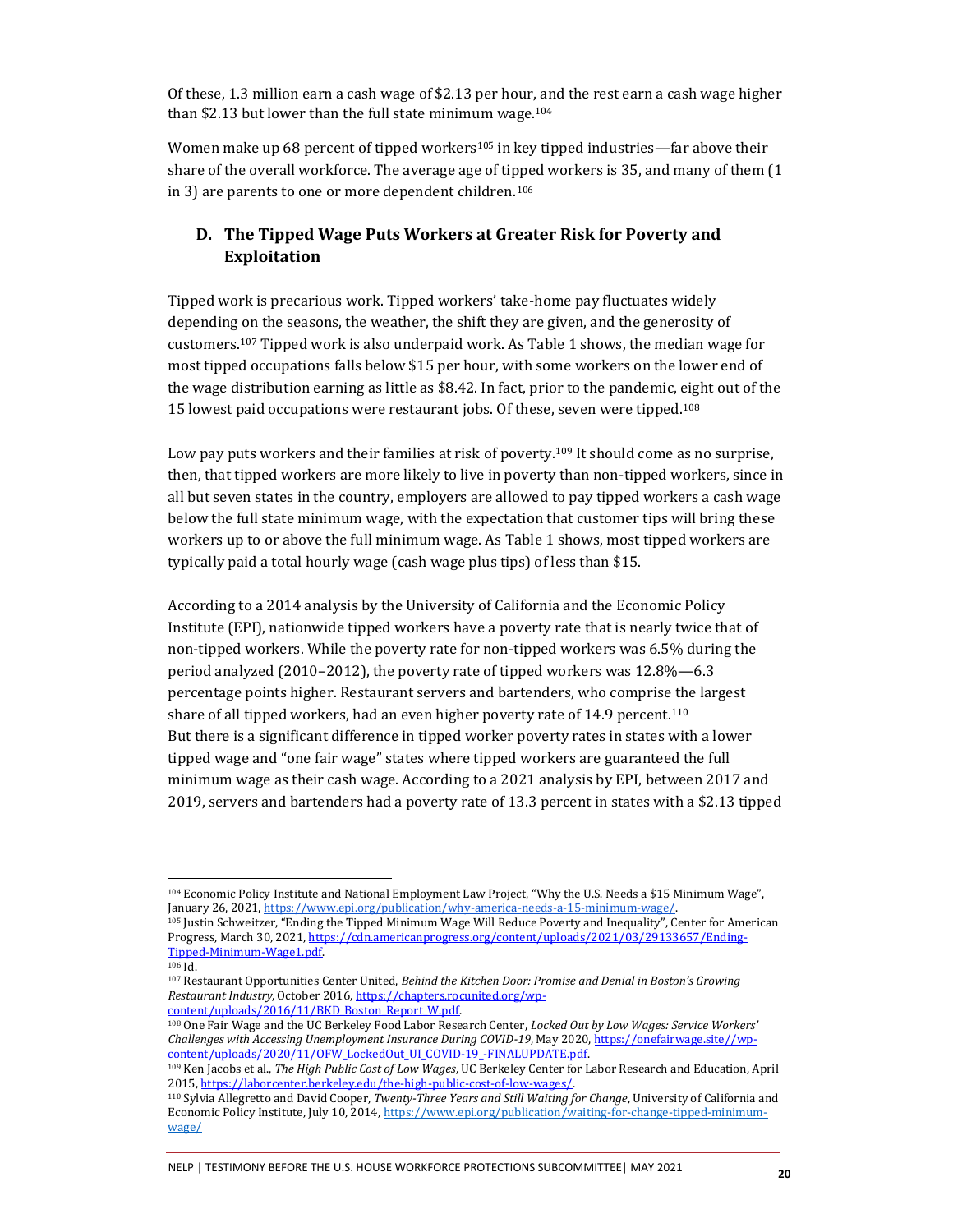Of these, 1.3 million earn a cash wage of $2.13 per hour, and the rest earn a cash wage higher than $2.13 but lower than the full state minimum wage.[104]

Women make up 68 percent of tipped workers[105] in key tipped industries—far above their share of the overall workforce. The average age of tipped workers is 35, and many of them (1 in 3) are parents to one or more dependent children.[106]

### D. The Tipped Wage Puts Workers at Greater Risk for Poverty and Exploitation

Tipped work is precarious work. Tipped workers' take-home pay fluctuates widely depending on the seasons, the weather, the shift they are given, and the generosity of customers.[107] Tipped work is also underpaid work. As Table 1 shows, the median wage for most tipped occupations falls below $15 per hour, with some workers on the lower end of the wage distribution earning as little as $8.42. In fact, prior to the pandemic, eight out of the 15 lowest paid occupations were restaurant jobs. Of these, seven were tipped.[108]

Low pay puts workers and their families at risk of poverty.[109] It should come as no surprise, then, that tipped workers are more likely to live in poverty than non-tipped workers, since in all but seven states in the country, employers are allowed to pay tipped workers a cash wage below the full state minimum wage, with the expectation that customer tips will bring these workers up to or above the full minimum wage. As Table 1 shows, most tipped workers are typically paid a total hourly wage (cash wage plus tips) of less than $15.

According to a 2014 analysis by the University of California and the Economic Policy Institute (EPI), nationwide tipped workers have a poverty rate that is nearly twice that of non-tipped workers. While the poverty rate for non-tipped workers was 6.5% during the period analyzed (2010–2012), the poverty rate of tipped workers was 12.8%—6.3 percentage points higher. Restaurant servers and bartenders, who comprise the largest share of all tipped workers, had an even higher poverty rate of 14.9 percent.[110] But there is a significant difference in tipped worker poverty rates in states with a lower tipped wage and "one fair wage" states where tipped workers are guaranteed the full minimum wage as their cash wage. According to a 2021 analysis by EPI, between 2017 and 2019, servers and bartenders had a poverty rate of 13.3 percent in states with a $2.13 tipped

---

[104] Economic Policy Institute and National Employment Law Project, "Why the U.S. Needs a $15 Minimum Wage", January 26, 2021, https://www.epi.org/publication/why-america-needs-a-15-minimum-wage/.

[105] Justin Schweitzer, "Ending the Tipped Minimum Wage Will Reduce Poverty and Inequality", Center for American Progress, March 30, 2021, https://cdn.americanprogress.org/content/uploads/2021/03/29133657/Ending-Tipped-Minimum-Wage1.pdf.

[106] Id.

[107] Restaurant Opportunities Center United, *Behind the Kitchen Door: Promise and Denial in Boston's Growing Restaurant Industry*, October 2016, https://chapters.rocunited.org/wp-content/uploads/2016/11/BKD_Boston_Report_W.pdf.

[108] One Fair Wage and the UC Berkeley Food Labor Research Center, *Locked Out by Low Wages: Service Workers' Challenges with Accessing Unemployment Insurance During COVID-19*, May 2020, https://onefairwage.site//wp-content/uploads/2020/11/OFW_LockedOut_UI_COVID-19_-FINALUPDATE.pdf.

[109] Ken Jacobs et al., *The High Public Cost of Low Wages*, UC Berkeley Center for Labor Research and Education, April 2015, https://laborcenter.berkeley.edu/the-high-public-cost-of-low-wages/.

[110] Sylvia Allegretto and David Cooper, *Twenty-Three Years and Still Waiting for Change*, University of California and Economic Policy Institute, July 10, 2014, https://www.epi.org/publication/waiting-for-change-tipped-minimum-wage/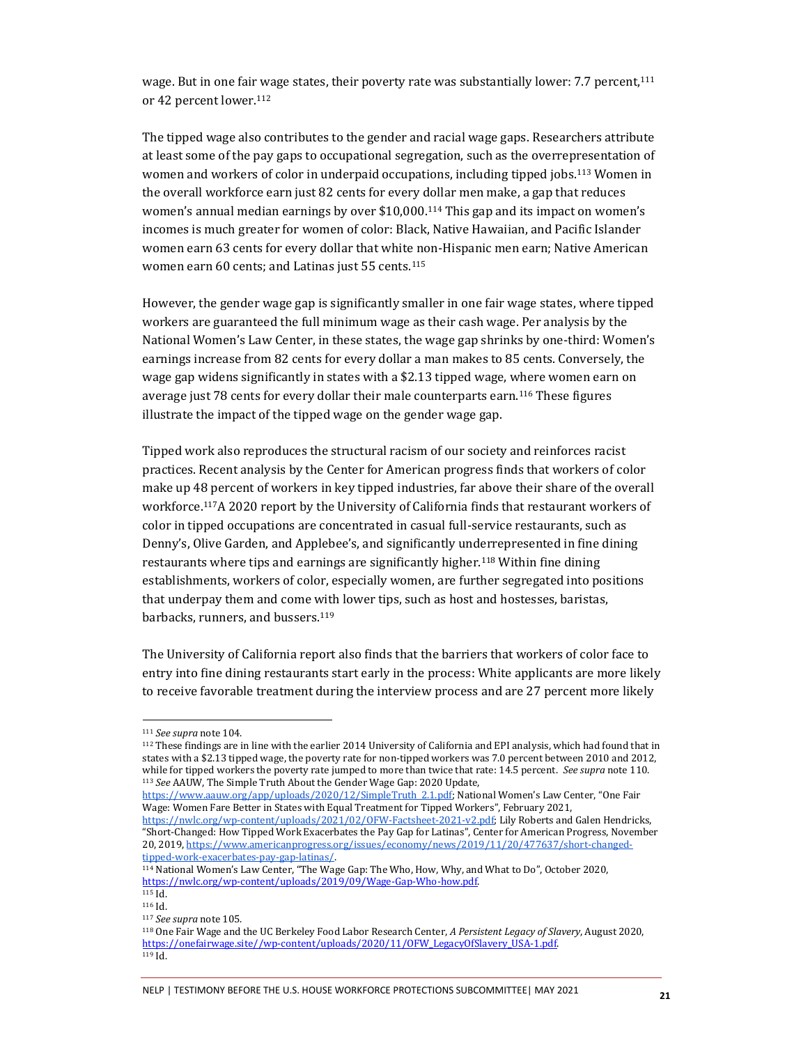wage. But in one fair wage states, their poverty rate was substantially lower: 7.7 percent,[111] or 42 percent lower.[112]

The tipped wage also contributes to the gender and racial wage gaps. Researchers attribute at least some of the pay gaps to occupational segregation, such as the overrepresentation of women and workers of color in underpaid occupations, including tipped jobs.[113] Women in the overall workforce earn just 82 cents for every dollar men make, a gap that reduces women's annual median earnings by over $10,000.[114] This gap and its impact on women's incomes is much greater for women of color: Black, Native Hawaiian, and Pacific Islander women earn 63 cents for every dollar that white non-Hispanic men earn; Native American women earn 60 cents; and Latinas just 55 cents.[115]

However, the gender wage gap is significantly smaller in one fair wage states, where tipped workers are guaranteed the full minimum wage as their cash wage. Per analysis by the National Women's Law Center, in these states, the wage gap shrinks by one-third: Women's earnings increase from 82 cents for every dollar a man makes to 85 cents. Conversely, the wage gap widens significantly in states with a $2.13 tipped wage, where women earn on average just 78 cents for every dollar their male counterparts earn.[116] These figures illustrate the impact of the tipped wage on the gender wage gap.

Tipped work also reproduces the structural racism of our society and reinforces racist practices. Recent analysis by the Center for American progress finds that workers of color make up 48 percent of workers in key tipped industries, far above their share of the overall workforce.[117]A 2020 report by the University of California finds that restaurant workers of color in tipped occupations are concentrated in casual full-service restaurants, such as Denny's, Olive Garden, and Applebee's, and significantly underrepresented in fine dining restaurants where tips and earnings are significantly higher.[118] Within fine dining establishments, workers of color, especially women, are further segregated into positions that underpay them and come with lower tips, such as host and hostesses, baristas, barbacks, runners, and bussers.[119]

The University of California report also finds that the barriers that workers of color face to entry into fine dining restaurants start early in the process: White applicants are more likely to receive favorable treatment during the interview process and are 27 percent more likely

---

[111] *See supra* note 104.

[112] These findings are in line with the earlier 2014 University of California and EPI analysis, which had found that in states with a $2.13 tipped wage, the poverty rate for non-tipped workers was 7.0 percent between 2010 and 2012, while for tipped workers the poverty rate jumped to more than twice that rate: 14.5 percent. *See supra* note 110.

[113] *See* AAUW, The Simple Truth About the Gender Wage Gap: 2020 Update, https://www.aauw.org/app/uploads/2020/12/SimpleTruth_2.1.pdf; National Women's Law Center, "One Fair Wage: Women Fare Better in States with Equal Treatment for Tipped Workers", February 2021, https://nwlc.org/wp-content/uploads/2021/02/OFW-Factsheet-2021-v2.pdf; Lily Roberts and Galen Hendricks, "Short-Changed: How Tipped Work Exacerbates the Pay Gap for Latinas", Center for American Progress, November 20, 2019, https://www.americanprogress.org/issues/economy/news/2019/11/20/477637/short-changed-tipped-work-exacerbates-pay-gap-latinas/.

[114] National Women's Law Center, "The Wage Gap: The Who, How, Why, and What to Do", October 2020, https://nwlc.org/wp-content/uploads/2019/09/Wage-Gap-Who-how.pdf.

[115] Id.

[116] Id.

[117] *See supra* note 105.

[118] One Fair Wage and the UC Berkeley Food Labor Research Center, *A Persistent Legacy of Slavery*, August 2020, https://onefairwage.site//wp-content/uploads/2020/11/OFW_LegacyOfSlavery_USA-1.pdf.

[119] Id.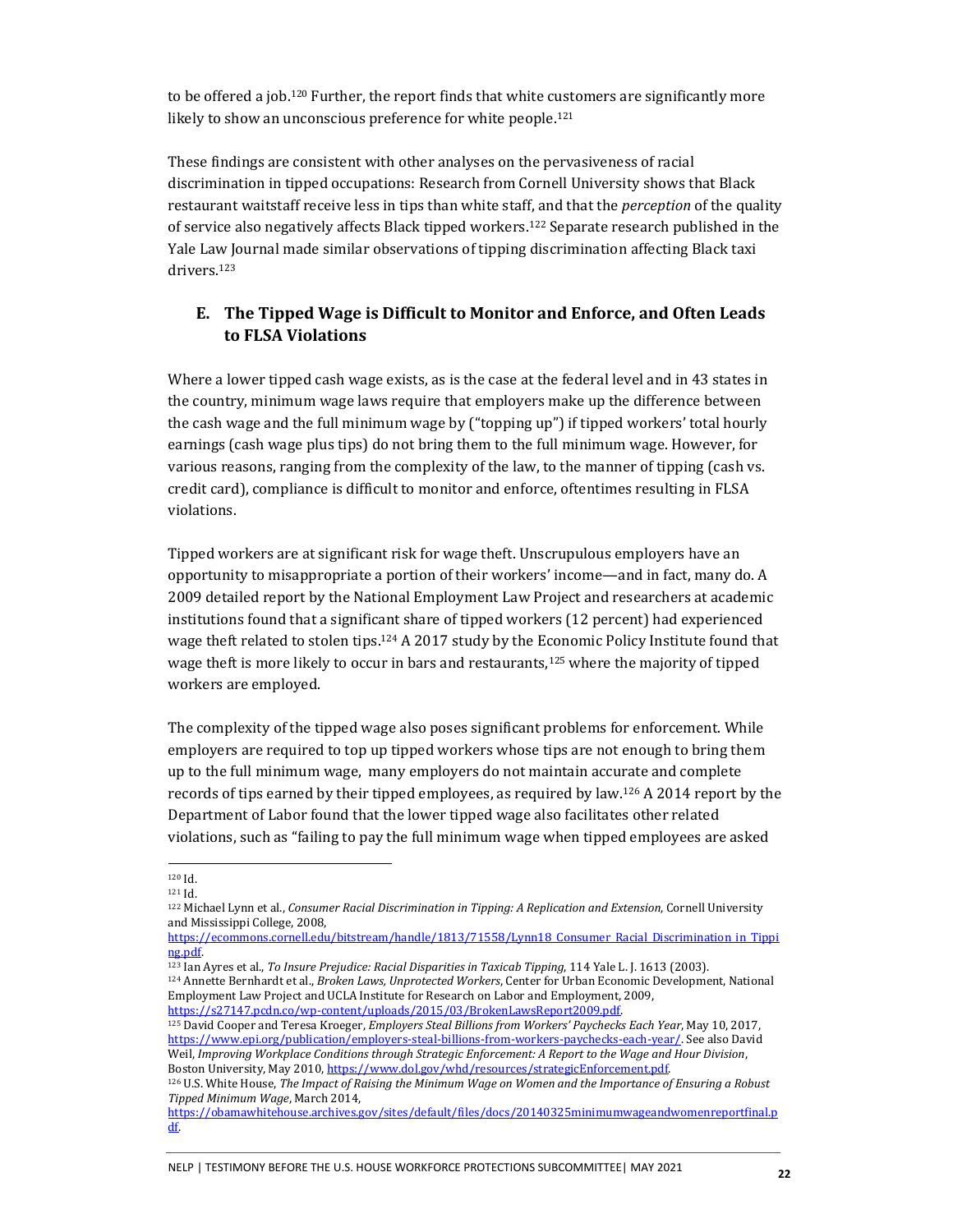to be offered a job.[120] Further, the report finds that white customers are significantly more likely to show an unconscious preference for white people.[121]

These findings are consistent with other analyses on the pervasiveness of racial discrimination in tipped occupations: Research from Cornell University shows that Black restaurant waitstaff receive less in tips than white staff, and that the *perception* of the quality of service also negatively affects Black tipped workers.[122] Separate research published in the Yale Law Journal made similar observations of tipping discrimination affecting Black taxi drivers.[123]

## E. The Tipped Wage is Difficult to Monitor and Enforce, and Often Leads to FLSA Violations

Where a lower tipped cash wage exists, as is the case at the federal level and in 43 states in the country, minimum wage laws require that employers make up the difference between the cash wage and the full minimum wage by ("topping up") if tipped workers' total hourly earnings (cash wage plus tips) do not bring them to the full minimum wage. However, for various reasons, ranging from the complexity of the law, to the manner of tipping (cash vs. credit card), compliance is difficult to monitor and enforce, oftentimes resulting in FLSA violations.

Tipped workers are at significant risk for wage theft. Unscrupulous employers have an opportunity to misappropriate a portion of their workers' income—and in fact, many do. A 2009 detailed report by the National Employment Law Project and researchers at academic institutions found that a significant share of tipped workers (12 percent) had experienced wage theft related to stolen tips.[124] A 2017 study by the Economic Policy Institute found that wage theft is more likely to occur in bars and restaurants,[125] where the majority of tipped workers are employed.

The complexity of the tipped wage also poses significant problems for enforcement. While employers are required to top up tipped workers whose tips are not enough to bring them up to the full minimum wage, many employers do not maintain accurate and complete records of tips earned by their tipped employees, as required by law.[126] A 2014 report by the Department of Labor found that the lower tipped wage also facilitates other related violations, such as "failing to pay the full minimum wage when tipped employees are asked

---

[120] Id.

[121] Id.

[122] Michael Lynn et al., *Consumer Racial Discrimination in Tipping: A Replication and Extension*, Cornell University and Mississippi College, 2008, https://ecommons.cornell.edu/bitstream/handle/1813/71558/Lynn18_Consumer_Racial_Discrimination_in_Tipping.pdf.

[123] Ian Ayres et al., *To Insure Prejudice: Racial Disparities in Taxicab Tipping*, 114 Yale L. J. 1613 (2003).

[124] Annette Bernhardt et al., *Broken Laws, Unprotected Workers*, Center for Urban Economic Development, National Employment Law Project and UCLA Institute for Research on Labor and Employment, 2009, https://s27147.pcdn.co/wp-content/uploads/2015/03/BrokenLawsReport2009.pdf.

[125] David Cooper and Teresa Kroeger, *Employers Steal Billions from Workers' Paychecks Each Year*, May 10, 2017, https://www.epi.org/publication/employers-steal-billions-from-workers-paychecks-each-year/. See also David Weil, *Improving Workplace Conditions through Strategic Enforcement: A Report to the Wage and Hour Division*, Boston University, May 2010, https://www.dol.gov/whd/resources/strategicEnforcement.pdf.

[126] U.S. White House, *The Impact of Raising the Minimum Wage on Women and the Importance of Ensuring a Robust Tipped Minimum Wage*, March 2014, https://obamawhitehouse.archives.gov/sites/default/files/docs/20140325minimumwageandwomenreportfinal.pdf.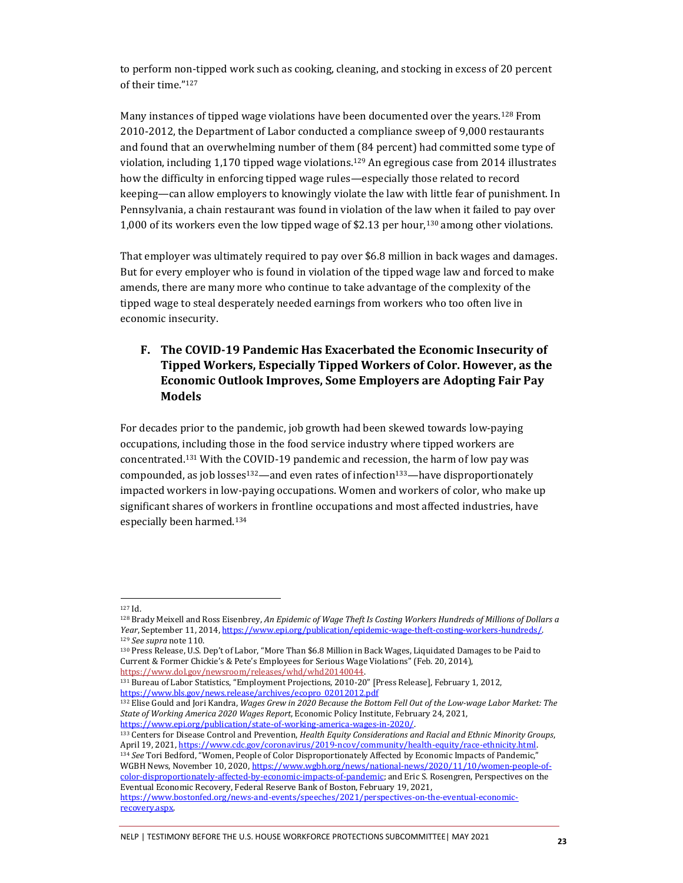to perform non-tipped work such as cooking, cleaning, and stocking in excess of 20 percent of their time."[127]

Many instances of tipped wage violations have been documented over the years.[128] From 2010-2012, the Department of Labor conducted a compliance sweep of 9,000 restaurants and found that an overwhelming number of them (84 percent) had committed some type of violation, including 1,170 tipped wage violations.[129] An egregious case from 2014 illustrates how the difficulty in enforcing tipped wage rules—especially those related to record keeping—can allow employers to knowingly violate the law with little fear of punishment. In Pennsylvania, a chain restaurant was found in violation of the law when it failed to pay over 1,000 of its workers even the low tipped wage of $2.13 per hour,[130] among other violations.

That employer was ultimately required to pay over $6.8 million in back wages and damages. But for every employer who is found in violation of the tipped wage law and forced to make amends, there are many more who continue to take advantage of the complexity of the tipped wage to steal desperately needed earnings from workers who too often live in economic insecurity.

## F. The COVID-19 Pandemic Has Exacerbated the Economic Insecurity of Tipped Workers, Especially Tipped Workers of Color. However, as the Economic Outlook Improves, Some Employers are Adopting Fair Pay Models

For decades prior to the pandemic, job growth had been skewed towards low-paying occupations, including those in the food service industry where tipped workers are concentrated.[131] With the COVID-19 pandemic and recession, the harm of low pay was compounded, as job losses[132]—and even rates of infection[133]—have disproportionately impacted workers in low-paying occupations. Women and workers of color, who make up significant shares of workers in frontline occupations and most affected industries, have especially been harmed.[134]

---

[127] Id.

[128] Brady Meixell and Ross Eisenbrey, *An Epidemic of Wage Theft Is Costing Workers Hundreds of Millions of Dollars a Year*, September 11, 2014, https://www.epi.org/publication/epidemic-wage-theft-costing-workers-hundreds/.

[129] *See supra* note 110.

[130] Press Release, U.S. Dep't of Labor, "More Than $6.8 Million in Back Wages, Liquidated Damages to be Paid to Current & Former Chickie's & Pete's Employees for Serious Wage Violations" (Feb. 20, 2014), https://www.dol.gov/newsroom/releases/whd/whd20140044.

[131] Bureau of Labor Statistics, "Employment Projections, 2010-20" [Press Release], February 1, 2012, https://www.bls.gov/news.release/archives/ecopro_02012012.pdf

[132] Elise Gould and Jori Kandra, *Wages Grew in 2020 Because the Bottom Fell Out of the Low-wage Labor Market: The State of Working America 2020 Wages Report*, Economic Policy Institute, February 24, 2021, https://www.epi.org/publication/state-of-working-america-wages-in-2020/.

[133] Centers for Disease Control and Prevention, *Health Equity Considerations and Racial and Ethnic Minority Groups*, April 19, 2021, https://www.cdc.gov/coronavirus/2019-ncov/community/health-equity/race-ethnicity.html.

[134] *See* Tori Bedford, "Women, People of Color Disproportionately Affected by Economic Impacts of Pandemic," WGBH News, November 10, 2020, https://www.wgbh.org/news/national-news/2020/11/10/women-people-of-color-disproportionately-affected-by-economic-impacts-of-pandemic; and Eric S. Rosengren, Perspectives on the Eventual Economic Recovery, Federal Reserve Bank of Boston, February 19, 2021, https://www.bostonfed.org/news-and-events/speeches/2021/perspectives-on-the-eventual-economic-recovery.aspx.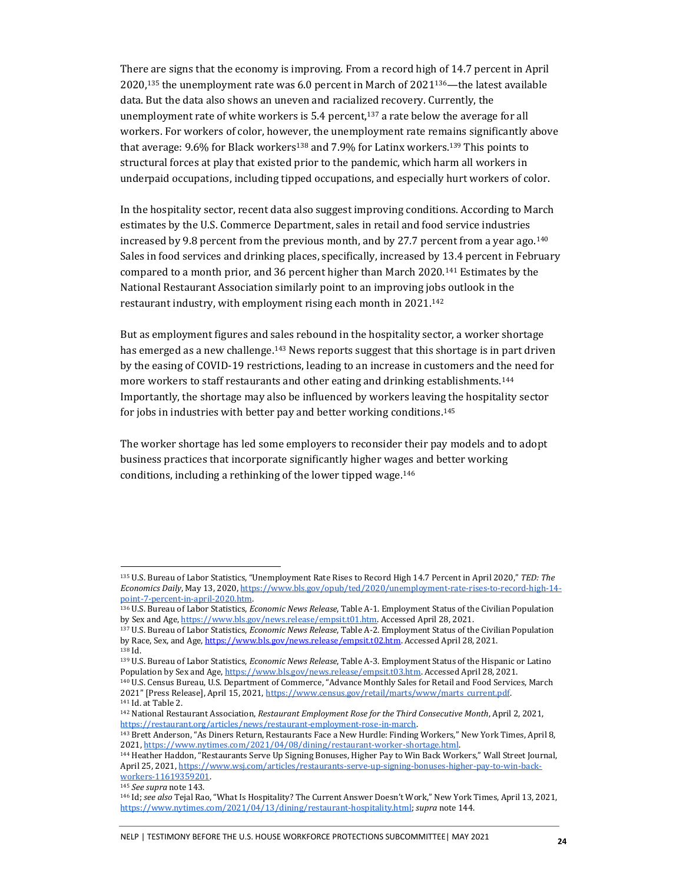There are signs that the economy is improving. From a record high of 14.7 percent in April 2020,[135] the unemployment rate was 6.0 percent in March of 2021[136]—the latest available data. But the data also shows an uneven and racialized recovery. Currently, the unemployment rate of white workers is 5.4 percent,[137] a rate below the average for all workers. For workers of color, however, the unemployment rate remains significantly above that average: 9.6% for Black workers[138] and 7.9% for Latinx workers.[139] This points to structural forces at play that existed prior to the pandemic, which harm all workers in underpaid occupations, including tipped occupations, and especially hurt workers of color.

In the hospitality sector, recent data also suggest improving conditions. According to March estimates by the U.S. Commerce Department, sales in retail and food service industries increased by 9.8 percent from the previous month, and by 27.7 percent from a year ago.[140] Sales in food services and drinking places, specifically, increased by 13.4 percent in February compared to a month prior, and 36 percent higher than March 2020.[141] Estimates by the National Restaurant Association similarly point to an improving jobs outlook in the restaurant industry, with employment rising each month in 2021.[142]

But as employment figures and sales rebound in the hospitality sector, a worker shortage has emerged as a new challenge.[143] News reports suggest that this shortage is in part driven by the easing of COVID-19 restrictions, leading to an increase in customers and the need for more workers to staff restaurants and other eating and drinking establishments.[144] Importantly, the shortage may also be influenced by workers leaving the hospitality sector for jobs in industries with better pay and better working conditions.[145]

The worker shortage has led some employers to reconsider their pay models and to adopt business practices that incorporate significantly higher wages and better working conditions, including a rethinking of the lower tipped wage.[146]

---

[135] U.S. Bureau of Labor Statistics, "Unemployment Rate Rises to Record High 14.7 Percent in April 2020," *TED: The Economics Daily*, May 13, 2020, https://www.bls.gov/opub/ted/2020/unemployment-rate-rises-to-record-high-14-point-7-percent-in-april-2020.htm.

[136] U.S. Bureau of Labor Statistics, *Economic News Release*, Table A-1. Employment Status of the Civilian Population by Sex and Age, https://www.bls.gov/news.release/empsit.t01.htm. Accessed April 28, 2021.

[137] U.S. Bureau of Labor Statistics, *Economic News Release*, Table A-2. Employment Status of the Civilian Population by Race, Sex, and Age, https://www.bls.gov/news.release/empsit.t02.htm. Accessed April 28, 2021.

[138] Id.

[139] U.S. Bureau of Labor Statistics, *Economic News Release*, Table A-3. Employment Status of the Hispanic or Latino Population by Sex and Age, https://www.bls.gov/news.release/empsit.t03.htm. Accessed April 28, 2021.

[140] U.S. Census Bureau, U.S. Department of Commerce, "Advance Monthly Sales for Retail and Food Services, March 2021" [Press Release], April 15, 2021, https://www.census.gov/retail/marts/www/marts_current.pdf.

[141] Id. at Table 2.

[142] National Restaurant Association, *Restaurant Employment Rose for the Third Consecutive Month*, April 2, 2021, https://restaurant.org/articles/news/restaurant-employment-rose-in-march.

[143] Brett Anderson, "As Diners Return, Restaurants Face a New Hurdle: Finding Workers," New York Times, April 8, 2021, https://www.nytimes.com/2021/04/08/dining/restaurant-worker-shortage.html.

[144] Heather Haddon, "Restaurants Serve Up Signing Bonuses, Higher Pay to Win Back Workers," Wall Street Journal, April 25, 2021, https://www.wsj.com/articles/restaurants-serve-up-signing-bonuses-higher-pay-to-win-back-workers-11619359201.

[145] *See supra* note 143.

[146] Id; *see also* Tejal Rao, "What Is Hospitality? The Current Answer Doesn't Work," New York Times, April 13, 2021, https://www.nytimes.com/2021/04/13/dining/restaurant-hospitality.html; *supra* note 144.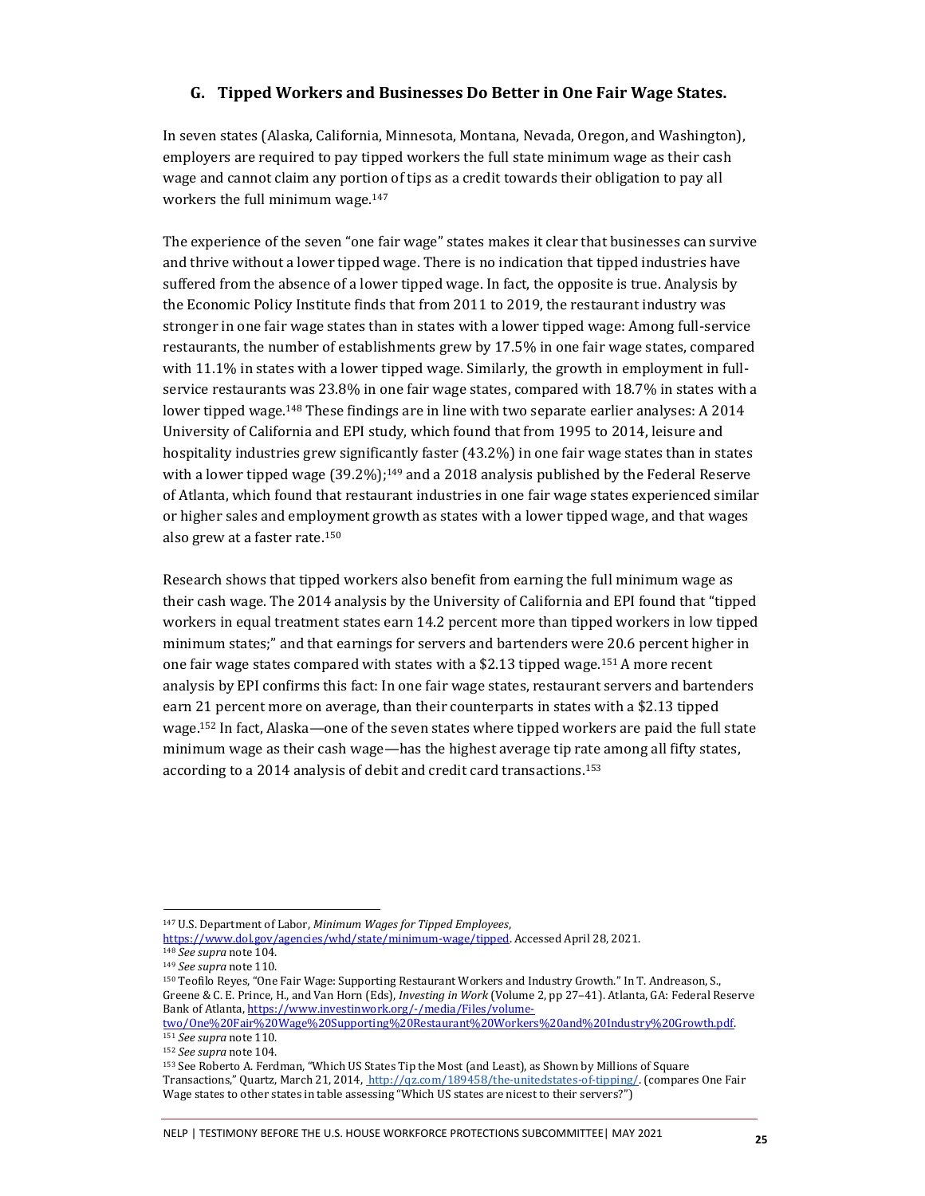## G. Tipped Workers and Businesses Do Better in One Fair Wage States.

In seven states (Alaska, California, Minnesota, Montana, Nevada, Oregon, and Washington), employers are required to pay tipped workers the full state minimum wage as their cash wage and cannot claim any portion of tips as a credit towards their obligation to pay all workers the full minimum wage.[147]

The experience of the seven "one fair wage" states makes it clear that businesses can survive and thrive without a lower tipped wage. There is no indication that tipped industries have suffered from the absence of a lower tipped wage. In fact, the opposite is true. Analysis by the Economic Policy Institute finds that from 2011 to 2019, the restaurant industry was stronger in one fair wage states than in states with a lower tipped wage: Among full-service restaurants, the number of establishments grew by 17.5% in one fair wage states, compared with 11.1% in states with a lower tipped wage. Similarly, the growth in employment in full-service restaurants was 23.8% in one fair wage states, compared with 18.7% in states with a lower tipped wage.[148] These findings are in line with two separate earlier analyses: A 2014 University of California and EPI study, which found that from 1995 to 2014, leisure and hospitality industries grew significantly faster (43.2%) in one fair wage states than in states with a lower tipped wage (39.2%);[149] and a 2018 analysis published by the Federal Reserve of Atlanta, which found that restaurant industries in one fair wage states experienced similar or higher sales and employment growth as states with a lower tipped wage, and that wages also grew at a faster rate.[150]

Research shows that tipped workers also benefit from earning the full minimum wage as their cash wage. The 2014 analysis by the University of California and EPI found that "tipped workers in equal treatment states earn 14.2 percent more than tipped workers in low tipped minimum states;" and that earnings for servers and bartenders were 20.6 percent higher in one fair wage states compared with states with a $2.13 tipped wage.[151] A more recent analysis by EPI confirms this fact: In one fair wage states, restaurant servers and bartenders earn 21 percent more on average, than their counterparts in states with a $2.13 tipped wage.[152] In fact, Alaska—one of the seven states where tipped workers are paid the full state minimum wage as their cash wage—has the highest average tip rate among all fifty states, according to a 2014 analysis of debit and credit card transactions.[153]

---

[147] U.S. Department of Labor, *Minimum Wages for Tipped Employees*, https://www.dol.gov/agencies/whd/state/minimum-wage/tipped. Accessed April 28, 2021.

[148] *See supra* note 104.

[149] *See supra* note 110.

[150] Teofilo Reyes, "One Fair Wage: Supporting Restaurant Workers and Industry Growth." In T. Andreason, S., Greene & C. E. Prince, H., and Van Horn (Eds), *Investing in Work* (Volume 2, pp 27–41). Atlanta, GA: Federal Reserve Bank of Atlanta, https://www.investinwork.org/-/media/Files/volume-two/One%20Fair%20Wage%20Supporting%20Restaurant%20Workers%20and%20Industry%20Growth.pdf.

[151] *See supra* note 110.

[152] *See supra* note 104.

[153] See Roberto A. Ferdman, "Which US States Tip the Most (and Least), as Shown by Millions of Square Transactions," Quartz, March 21, 2014, http://qz.com/189458/the-unitedstates-of-tipping/. (compares One Fair Wage states to other states in table assessing "Which US states are nicest to their servers?")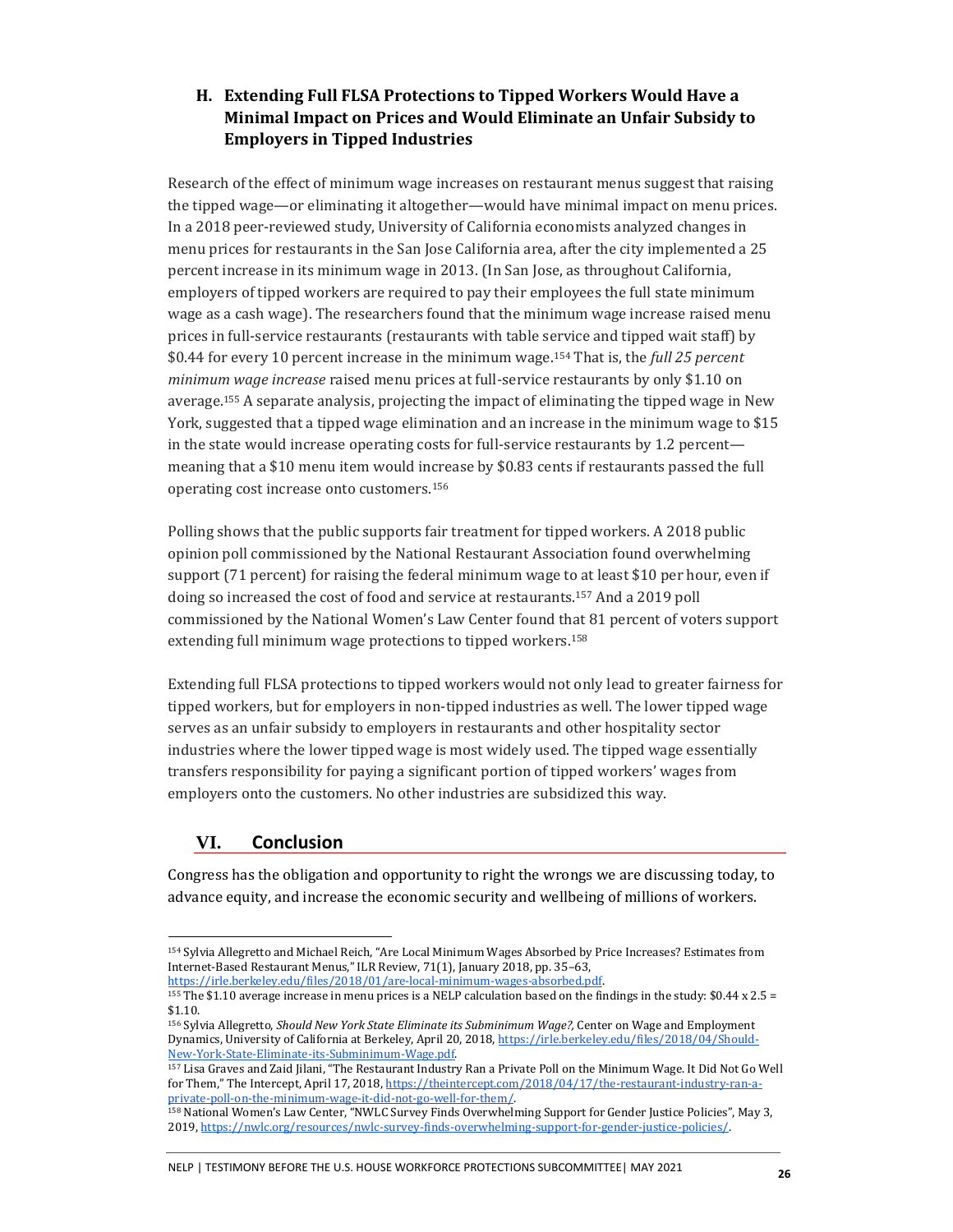### H. Extending Full FLSA Protections to Tipped Workers Would Have a Minimal Impact on Prices and Would Eliminate an Unfair Subsidy to Employers in Tipped Industries

Research of the effect of minimum wage increases on restaurant menus suggest that raising the tipped wage—or eliminating it altogether—would have minimal impact on menu prices. In a 2018 peer-reviewed study, University of California economists analyzed changes in menu prices for restaurants in the San Jose California area, after the city implemented a 25 percent increase in its minimum wage in 2013. (In San Jose, as throughout California, employers of tipped workers are required to pay their employees the full state minimum wage as a cash wage). The researchers found that the minimum wage increase raised menu prices in full-service restaurants (restaurants with table service and tipped wait staff) by \$0.44 for every 10 percent increase in the minimum wage.[154] That is, the *full 25 percent minimum wage increase* raised menu prices at full-service restaurants by only \$1.10 on average.[155] A separate analysis, projecting the impact of eliminating the tipped wage in New York, suggested that a tipped wage elimination and an increase in the minimum wage to \$15 in the state would increase operating costs for full-service restaurants by 1.2 percent—meaning that a \$10 menu item would increase by \$0.83 cents if restaurants passed the full operating cost increase onto customers.[156]

Polling shows that the public supports fair treatment for tipped workers. A 2018 public opinion poll commissioned by the National Restaurant Association found overwhelming support (71 percent) for raising the federal minimum wage to at least \$10 per hour, even if doing so increased the cost of food and service at restaurants.[157] And a 2019 poll commissioned by the National Women's Law Center found that 81 percent of voters support extending full minimum wage protections to tipped workers.[158]

Extending full FLSA protections to tipped workers would not only lead to greater fairness for tipped workers, but for employers in non-tipped industries as well. The lower tipped wage serves as an unfair subsidy to employers in restaurants and other hospitality sector industries where the lower tipped wage is most widely used. The tipped wage essentially transfers responsibility for paying a significant portion of tipped workers' wages from employers onto the customers. No other industries are subsidized this way.

## VI. Conclusion

Congress has the obligation and opportunity to right the wrongs we are discussing today, to advance equity, and increase the economic security and wellbeing of millions of workers.

---

[154] Sylvia Allegretto and Michael Reich, "Are Local Minimum Wages Absorbed by Price Increases? Estimates from Internet-Based Restaurant Menus," ILR Review, 71(1), January 2018, pp. 35–63, https://irle.berkeley.edu/files/2018/01/are-local-minimum-wages-absorbed.pdf.

[155] The \$1.10 average increase in menu prices is a NELP calculation based on the findings in the study: \$0.44 x 2.5 = \$1.10.

[156] Sylvia Allegretto, *Should New York State Eliminate its Subminimum Wage?*, Center on Wage and Employment Dynamics, University of California at Berkeley, April 20, 2018, https://irle.berkeley.edu/files/2018/04/Should-New-York-State-Eliminate-its-Subminimum-Wage.pdf.

[157] Lisa Graves and Zaid Jilani, "The Restaurant Industry Ran a Private Poll on the Minimum Wage. It Did Not Go Well for Them," The Intercept, April 17, 2018, https://theintercept.com/2018/04/17/the-restaurant-industry-ran-a-private-poll-on-the-minimum-wage-it-did-not-go-well-for-them/.

[158] National Women's Law Center, "NWLC Survey Finds Overwhelming Support for Gender Justice Policies", May 3, 2019, https://nwlc.org/resources/nwlc-survey-finds-overwhelming-support-for-gender-justice-policies/.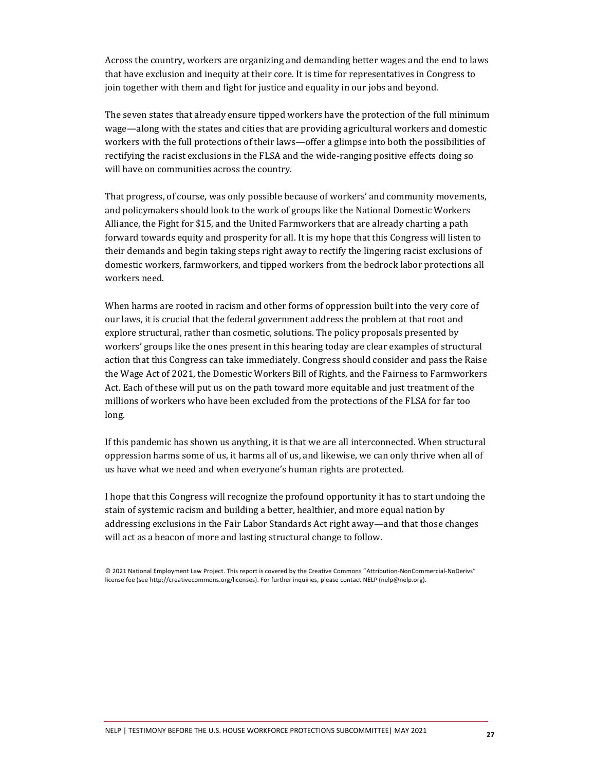Across the country, workers are organizing and demanding better wages and the end to laws that have exclusion and inequity at their core. It is time for representatives in Congress to join together with them and fight for justice and equality in our jobs and beyond.

The seven states that already ensure tipped workers have the protection of the full minimum wage—along with the states and cities that are providing agricultural workers and domestic workers with the full protections of their laws—offer a glimpse into both the possibilities of rectifying the racist exclusions in the FLSA and the wide-ranging positive effects doing so will have on communities across the country.

That progress, of course, was only possible because of workers' and community movements, and policymakers should look to the work of groups like the National Domestic Workers Alliance, the Fight for $15, and the United Farmworkers that are already charting a path forward towards equity and prosperity for all. It is my hope that this Congress will listen to their demands and begin taking steps right away to rectify the lingering racist exclusions of domestic workers, farmworkers, and tipped workers from the bedrock labor protections all workers need.

When harms are rooted in racism and other forms of oppression built into the very core of our laws, it is crucial that the federal government address the problem at that root and explore structural, rather than cosmetic, solutions. The policy proposals presented by workers' groups like the ones present in this hearing today are clear examples of structural action that this Congress can take immediately. Congress should consider and pass the Raise the Wage Act of 2021, the Domestic Workers Bill of Rights, and the Fairness to Farmworkers Act. Each of these will put us on the path toward more equitable and just treatment of the millions of workers who have been excluded from the protections of the FLSA for far too long.

If this pandemic has shown us anything, it is that we are all interconnected. When structural oppression harms some of us, it harms all of us, and likewise, we can only thrive when all of us have what we need and when everyone's human rights are protected.

I hope that this Congress will recognize the profound opportunity it has to start undoing the stain of systemic racism and building a better, healthier, and more equal nation by addressing exclusions in the Fair Labor Standards Act right away—and that those changes will act as a beacon of more and lasting structural change to follow.

© 2021 National Employment Law Project. This report is covered by the Creative Commons "Attribution-NonCommercial-NoDerivs" license fee (see http://creativecommons.org/licenses). For further inquiries, please contact NELP (nelp@nelp.org).